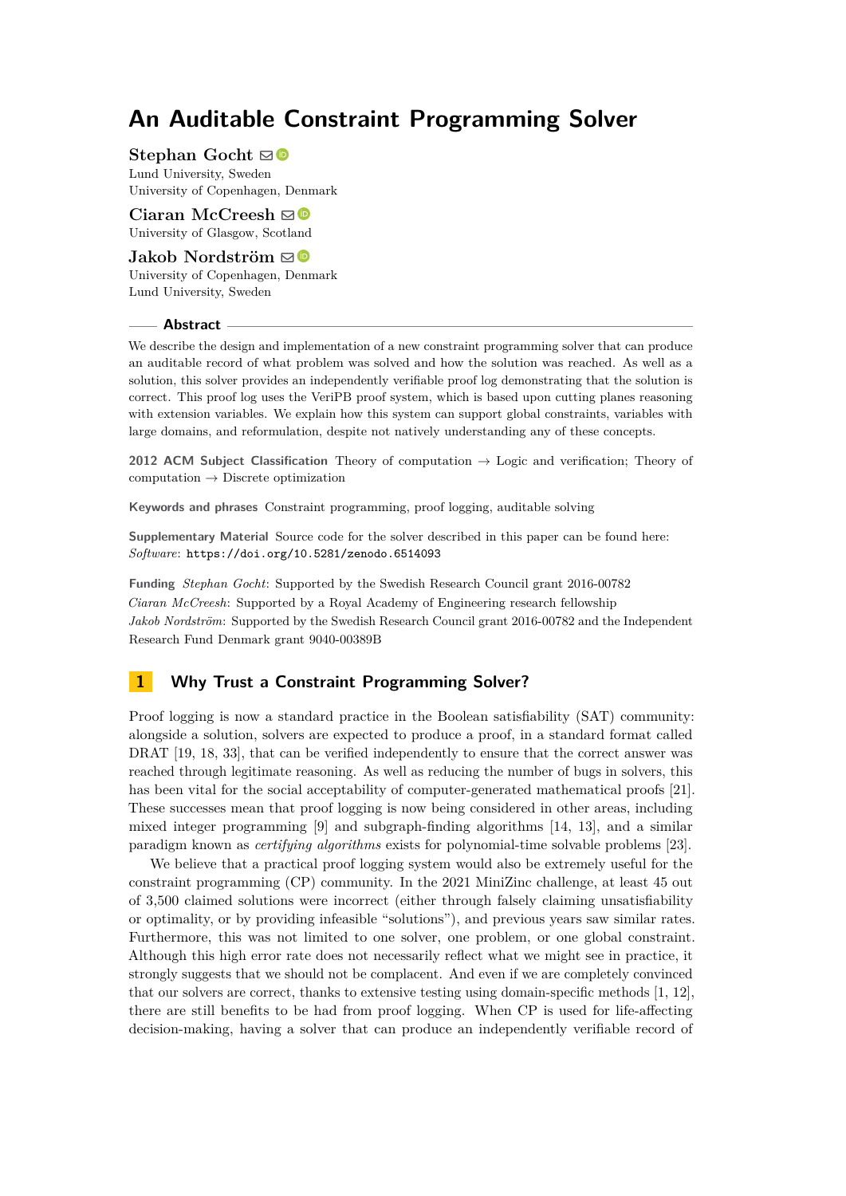# An Auditable Constraint Programming Solver

**Stephan Gocht**
Lund University, Sweden
University of Copenhagen, Denmark

**Ciaran McCreesh**
University of Glasgow, Scotland

**Jakob Nordström**
University of Copenhagen, Denmark
Lund University, Sweden

## Abstract

We describe the design and implementation of a new constraint programming solver that can produce an auditable record of what problem was solved and how the solution was reached. As well as a solution, this solver provides an independently verifiable proof log demonstrating that the solution is correct. This proof log uses the VeriPB proof system, which is based upon cutting planes reasoning with extension variables. We explain how this system can support global constraints, variables with large domains, and reformulation, despite not natively understanding any of these concepts.

**2012 ACM Subject Classification** Theory of computation → Logic and verification; Theory of computation → Discrete optimization

**Keywords and phrases** Constraint programming, proof logging, auditable solving

**Supplementary Material** Source code for the solver described in this paper can be found here: *Software*: `https://doi.org/10.5281/zenodo.6514093`

**Funding** *Stephan Gocht*: Supported by the Swedish Research Council grant 2016-00782
*Ciaran McCreesh*: Supported by a Royal Academy of Engineering research fellowship
*Jakob Nordström*: Supported by the Swedish Research Council grant 2016-00782 and the Independent Research Fund Denmark grant 9040-00389B

## 1 Why Trust a Constraint Programming Solver?

Proof logging is now a standard practice in the Boolean satisfiability (SAT) community: alongside a solution, solvers are expected to produce a proof, in a standard format called DRAT [19, 18, 33], that can be verified independently to ensure that the correct answer was reached through legitimate reasoning. As well as reducing the number of bugs in solvers, this has been vital for the social acceptability of computer-generated mathematical proofs [21]. These successes mean that proof logging is now being considered in other areas, including mixed integer programming [9] and subgraph-finding algorithms [14, 13], and a similar paradigm known as *certifying algorithms* exists for polynomial-time solvable problems [23].

We believe that a practical proof logging system would also be extremely useful for the constraint programming (CP) community. In the 2021 MiniZinc challenge, at least 45 out of 3,500 claimed solutions were incorrect (either through falsely claiming unsatisfiability or optimality, or by providing infeasible "solutions"), and previous years saw similar rates. Furthermore, this was not limited to one solver, one problem, or one global constraint. Although this high error rate does not necessarily reflect what we might see in practice, it strongly suggests that we should not be complacent. And even if we are completely convinced that our solvers are correct, thanks to extensive testing using domain-specific methods [1, 12], there are still benefits to be had from proof logging. When CP is used for life-affecting decision-making, having a solver that can produce an independently verifiable record of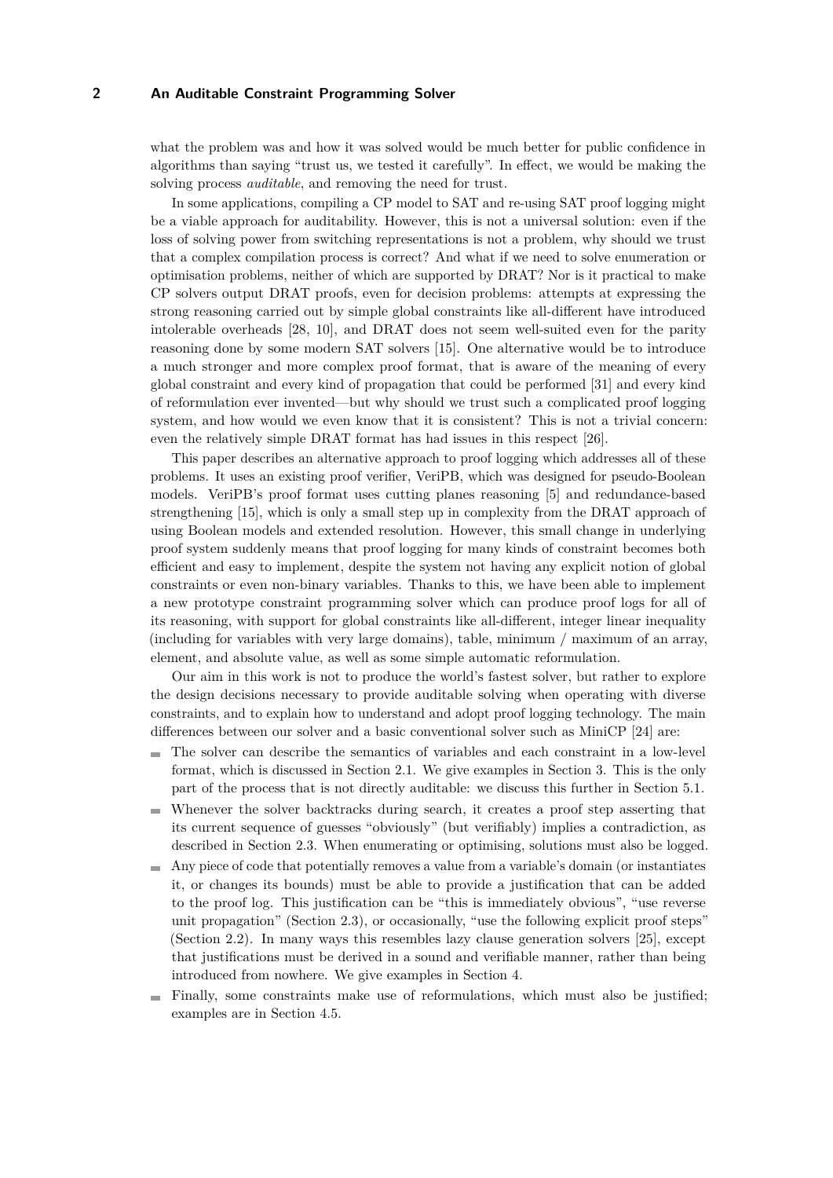what the problem was and how it was solved would be much better for public confidence in algorithms than saying "trust us, we tested it carefully". In effect, we would be making the solving process *auditable*, and removing the need for trust.

In some applications, compiling a CP model to SAT and re-using SAT proof logging might be a viable approach for auditability. However, this is not a universal solution: even if the loss of solving power from switching representations is not a problem, why should we trust that a complex compilation process is correct? And what if we need to solve enumeration or optimisation problems, neither of which are supported by DRAT? Nor is it practical to make CP solvers output DRAT proofs, even for decision problems: attempts at expressing the strong reasoning carried out by simple global constraints like all-different have introduced intolerable overheads [28, 10], and DRAT does not seem well-suited even for the parity reasoning done by some modern SAT solvers [15]. One alternative would be to introduce a much stronger and more complex proof format, that is aware of the meaning of every global constraint and every kind of propagation that could be performed [31] and every kind of reformulation ever invented—but why should we trust such a complicated proof logging system, and how would we even know that it is consistent? This is not a trivial concern: even the relatively simple DRAT format has had issues in this respect [26].

This paper describes an alternative approach to proof logging which addresses all of these problems. It uses an existing proof verifier, VeriPB, which was designed for pseudo-Boolean models. VeriPB's proof format uses cutting planes reasoning [5] and redundance-based strengthening [15], which is only a small step up in complexity from the DRAT approach of using Boolean models and extended resolution. However, this small change in underlying proof system suddenly means that proof logging for many kinds of constraint becomes both efficient and easy to implement, despite the system not having any explicit notion of global constraints or even non-binary variables. Thanks to this, we have been able to implement a new prototype constraint programming solver which can produce proof logs for all of its reasoning, with support for global constraints like all-different, integer linear inequality (including for variables with very large domains), table, minimum / maximum of an array, element, and absolute value, as well as some simple automatic reformulation.

Our aim in this work is not to produce the world's fastest solver, but rather to explore the design decisions necessary to provide auditable solving when operating with diverse constraints, and to explain how to understand and adopt proof logging technology. The main differences between our solver and a basic conventional solver such as MiniCP [24] are:

- The solver can describe the semantics of variables and each constraint in a low-level format, which is discussed in Section 2.1. We give examples in Section 3. This is the only part of the process that is not directly auditable: we discuss this further in Section 5.1.
- Whenever the solver backtracks during search, it creates a proof step asserting that its current sequence of guesses "obviously" (but verifiably) implies a contradiction, as described in Section 2.3. When enumerating or optimising, solutions must also be logged.
- Any piece of code that potentially removes a value from a variable's domain (or instantiates it, or changes its bounds) must be able to provide a justification that can be added to the proof log. This justification can be "this is immediately obvious", "use reverse unit propagation" (Section 2.3), or occasionally, "use the following explicit proof steps" (Section 2.2). In many ways this resembles lazy clause generation solvers [25], except that justifications must be derived in a sound and verifiable manner, rather than being introduced from nowhere. We give examples in Section 4.
- Finally, some constraints make use of reformulations, which must also be justified; examples are in Section 4.5.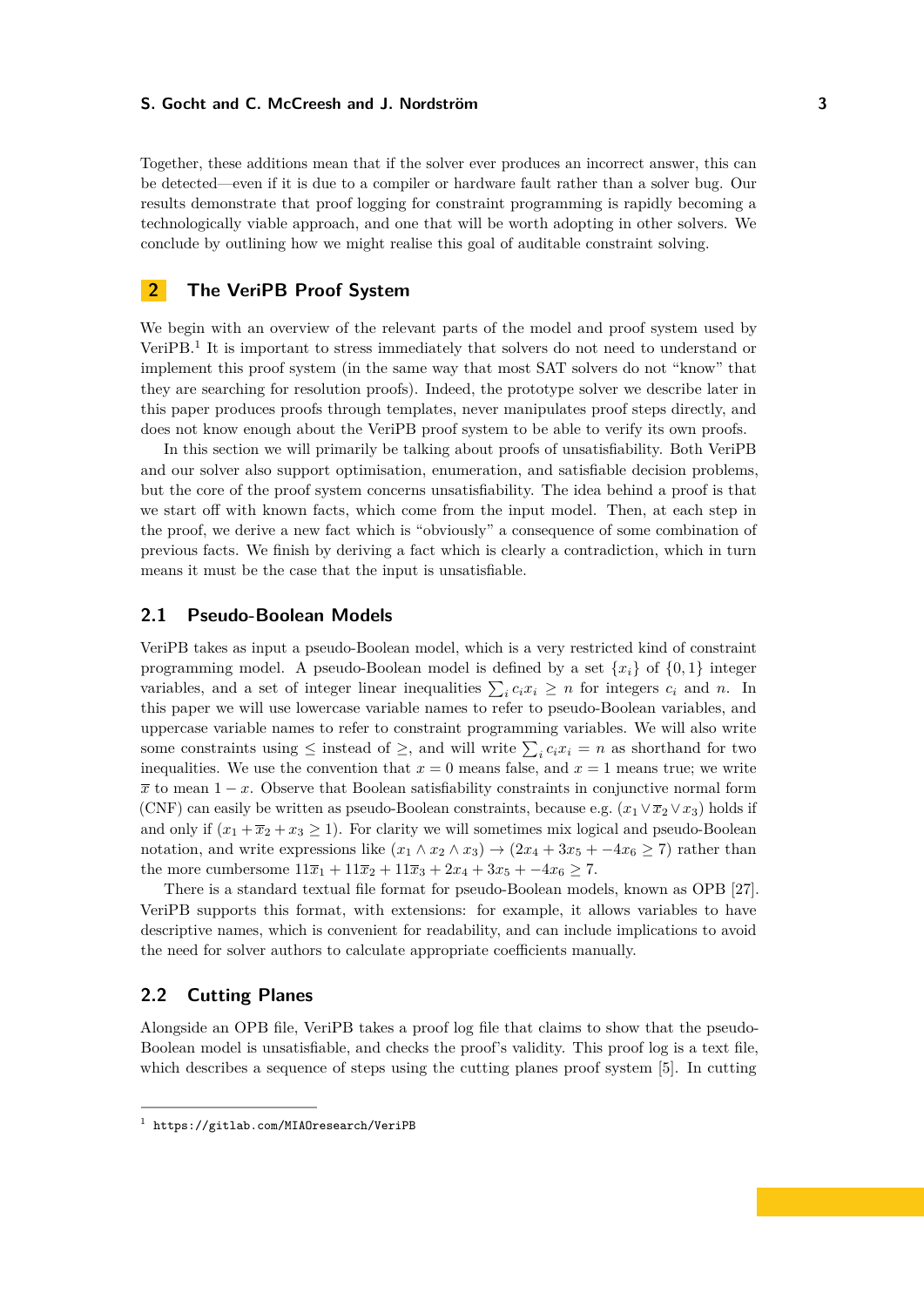Together, these additions mean that if the solver ever produces an incorrect answer, this can be detected—even if it is due to a compiler or hardware fault rather than a solver bug. Our results demonstrate that proof logging for constraint programming is rapidly becoming a technologically viable approach, and one that will be worth adopting in other solvers. We conclude by outlining how we might realise this goal of auditable constraint solving.

## 2 The VeriPB Proof System

We begin with an overview of the relevant parts of the model and proof system used by VeriPB.[1] It is important to stress immediately that solvers do not need to understand or implement this proof system (in the same way that most SAT solvers do not "know" that they are searching for resolution proofs). Indeed, the prototype solver we describe later in this paper produces proofs through templates, never manipulates proof steps directly, and does not know enough about the VeriPB proof system to be able to verify its own proofs.

In this section we will primarily be talking about proofs of unsatisfiability. Both VeriPB and our solver also support optimisation, enumeration, and satisfiable decision problems, but the core of the proof system concerns unsatisfiability. The idea behind a proof is that we start off with known facts, which come from the input model. Then, at each step in the proof, we derive a new fact which is "obviously" a consequence of some combination of previous facts. We finish by deriving a fact which is clearly a contradiction, which in turn means it must be the case that the input is unsatisfiable.

### 2.1 Pseudo-Boolean Models

VeriPB takes as input a pseudo-Boolean model, which is a very restricted kind of constraint programming model. A pseudo-Boolean model is defined by a set $\{x_i\}$ of $\{0, 1\}$ integer variables, and a set of integer linear inequalities $\sum_i c_i x_i \geq n$ for integers $c_i$ and $n$. In this paper we will use lowercase variable names to refer to pseudo-Boolean variables, and uppercase variable names to refer to constraint programming variables. We will also write some constraints using $\leq$ instead of $\geq$, and will write $\sum_i c_i x_i = n$ as shorthand for two inequalities. We use the convention that $x = 0$ means false, and $x = 1$ means true; we write $\overline{x}$ to mean $1 - x$. Observe that Boolean satisfiability constraints in conjunctive normal form (CNF) can easily be written as pseudo-Boolean constraints, because e.g. $(x_1 \vee \overline{x}_2 \vee x_3)$ holds if and only if $(x_1 + \overline{x}_2 + x_3 \geq 1)$. For clarity we will sometimes mix logical and pseudo-Boolean notation, and write expressions like $(x_1 \wedge x_2 \wedge x_3) \rightarrow (2x_4 + 3x_5 + -4x_6 \geq 7)$ rather than the more cumbersome $11\overline{x}_1 + 11\overline{x}_2 + 11\overline{x}_3 + 2x_4 + 3x_5 + -4x_6 \geq 7$.

There is a standard textual file format for pseudo-Boolean models, known as OPB [27]. VeriPB supports this format, with extensions: for example, it allows variables to have descriptive names, which is convenient for readability, and can include implications to avoid the need for solver authors to calculate appropriate coefficients manually.

### 2.2 Cutting Planes

Alongside an OPB file, VeriPB takes a proof log file that claims to show that the pseudo-Boolean model is unsatisfiable, and checks the proof's validity. This proof log is a text file, which describes a sequence of steps using the cutting planes proof system [5]. In cutting

[1] https://gitlab.com/MIAOresearch/VeriPB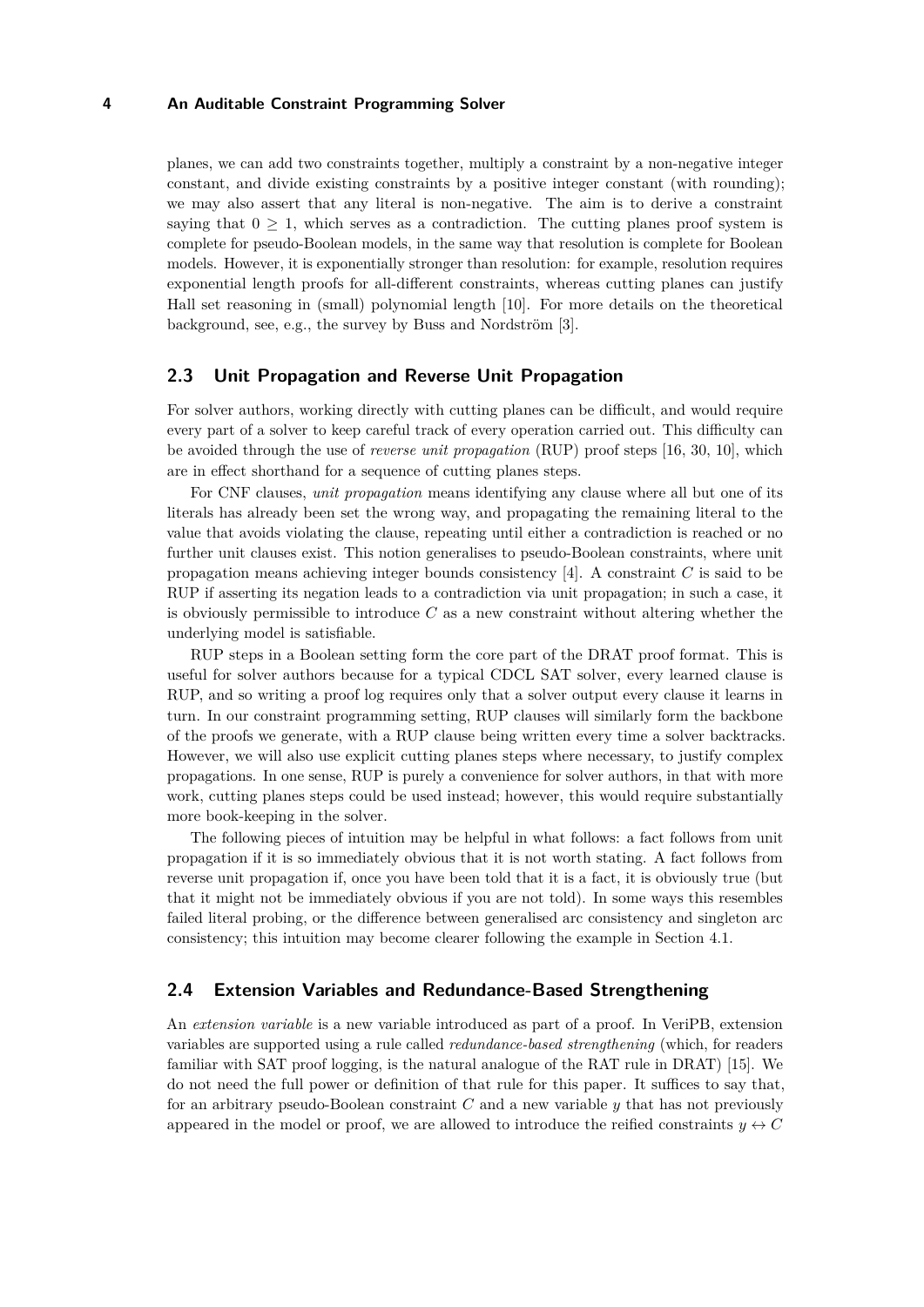planes, we can add two constraints together, multiply a constraint by a non-negative integer constant, and divide existing constraints by a positive integer constant (with rounding); we may also assert that any literal is non-negative. The aim is to derive a constraint saying that $0 \geq 1$, which serves as a contradiction. The cutting planes proof system is complete for pseudo-Boolean models, in the same way that resolution is complete for Boolean models. However, it is exponentially stronger than resolution: for example, resolution requires exponential length proofs for all-different constraints, whereas cutting planes can justify Hall set reasoning in (small) polynomial length [10]. For more details on the theoretical background, see, e.g., the survey by Buss and Nordström [3].

## 2.3 Unit Propagation and Reverse Unit Propagation

For solver authors, working directly with cutting planes can be difficult, and would require every part of a solver to keep careful track of every operation carried out. This difficulty can be avoided through the use of *reverse unit propagation* (RUP) proof steps [16, 30, 10], which are in effect shorthand for a sequence of cutting planes steps.

For CNF clauses, *unit propagation* means identifying any clause where all but one of its literals has already been set the wrong way, and propagating the remaining literal to the value that avoids violating the clause, repeating until either a contradiction is reached or no further unit clauses exist. This notion generalises to pseudo-Boolean constraints, where unit propagation means achieving integer bounds consistency [4]. A constraint $C$ is said to be RUP if asserting its negation leads to a contradiction via unit propagation; in such a case, it is obviously permissible to introduce $C$ as a new constraint without altering whether the underlying model is satisfiable.

RUP steps in a Boolean setting form the core part of the DRAT proof format. This is useful for solver authors because for a typical CDCL SAT solver, every learned clause is RUP, and so writing a proof log requires only that a solver output every clause it learns in turn. In our constraint programming setting, RUP clauses will similarly form the backbone of the proofs we generate, with a RUP clause being written every time a solver backtracks. However, we will also use explicit cutting planes steps where necessary, to justify complex propagations. In one sense, RUP is purely a convenience for solver authors, in that with more work, cutting planes steps could be used instead; however, this would require substantially more book-keeping in the solver.

The following pieces of intuition may be helpful in what follows: a fact follows from unit propagation if it is so immediately obvious that it is not worth stating. A fact follows from reverse unit propagation if, once you have been told that it is a fact, it is obviously true (but that it might not be immediately obvious if you are not told). In some ways this resembles failed literal probing, or the difference between generalised arc consistency and singleton arc consistency; this intuition may become clearer following the example in Section 4.1.

## 2.4 Extension Variables and Redundance-Based Strengthening

An *extension variable* is a new variable introduced as part of a proof. In VeriPB, extension variables are supported using a rule called *redundance-based strengthening* (which, for readers familiar with SAT proof logging, is the natural analogue of the RAT rule in DRAT) [15]. We do not need the full power or definition of that rule for this paper. It suffices to say that, for an arbitrary pseudo-Boolean constraint $C$ and a new variable $y$ that has not previously appeared in the model or proof, we are allowed to introduce the reified constraints $y \leftrightarrow C$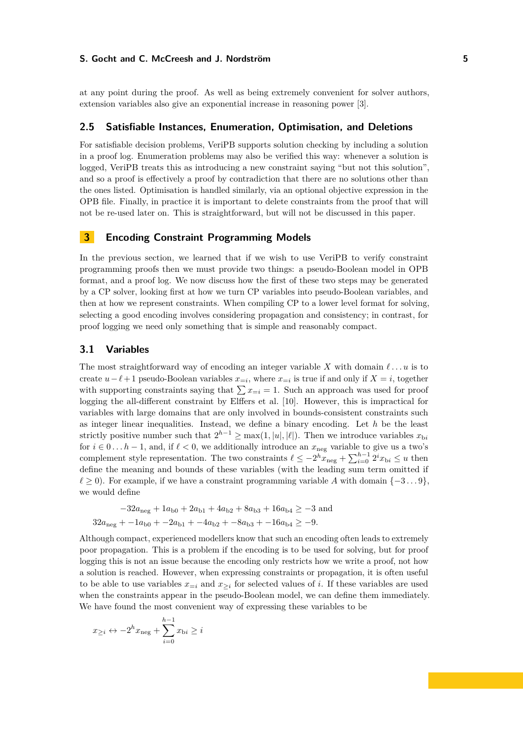at any point during the proof. As well as being extremely convenient for solver authors, extension variables also give an exponential increase in reasoning power [3].

### 2.5 Satisfiable Instances, Enumeration, Optimisation, and Deletions

For satisfiable decision problems, VeriPB supports solution checking by including a solution in a proof log. Enumeration problems may also be verified this way: whenever a solution is logged, VeriPB treats this as introducing a new constraint saying "but not this solution", and so a proof is effectively a proof by contradiction that there are no solutions other than the ones listed. Optimisation is handled similarly, via an optional objective expression in the OPB file. Finally, in practice it is important to delete constraints from the proof that will not be re-used later on. This is straightforward, but will not be discussed in this paper.

## 3 Encoding Constraint Programming Models

In the previous section, we learned that if we wish to use VeriPB to verify constraint programming proofs then we must provide two things: a pseudo-Boolean model in OPB format, and a proof log. We now discuss how the first of these two steps may be generated by a CP solver, looking first at how we turn CP variables into pseudo-Boolean variables, and then at how we represent constraints. When compiling CP to a lower level format for solving, selecting a good encoding involves considering propagation and consistency; in contrast, for proof logging we need only something that is simple and reasonably compact.

### 3.1 Variables

The most straightforward way of encoding an integer variable $X$ with domain $\ell \dots u$ is to create $u - \ell + 1$ pseudo-Boolean variables $x_{=i}$, where $x_{=i}$ is true if and only if $X = i$, together with supporting constraints saying that $\sum x_{=i} = 1$. Such an approach was used for proof logging the all-different constraint by Elffers et al. [10]. However, this is impractical for variables with large domains that are only involved in bounds-consistent constraints such as integer linear inequalities. Instead, we define a binary encoding. Let $h$ be the least strictly positive number such that $2^{h-1} \geq \max(1, |u|, |\ell|)$. Then we introduce variables $x_{\mathrm{b}i}$ for $i \in 0 \dots h-1$, and, if $\ell < 0$, we additionally introduce an $x_{\mathrm{neg}}$ variable to give us a two's complement style representation. The two constraints $\ell \leq -2^h x_{\mathrm{neg}} + \sum_{i=0}^{h-1} 2^i x_{\mathrm{b}i} \leq u$ then define the meaning and bounds of these variables (with the leading sum term omitted if $\ell \geq 0$). For example, if we have a constraint programming variable $A$ with domain $\{-3 \dots 9\}$, we would define

$$
\begin{aligned}
-32a_{\mathrm{neg}} + 1a_{\mathrm{b}0} + 2a_{\mathrm{b}1} + 4a_{\mathrm{b}2} + 8a_{\mathrm{b}3} + 16a_{\mathrm{b}4} &\geq -3 \text{ and} \\
32a_{\mathrm{neg}} + -1a_{\mathrm{b}0} + -2a_{\mathrm{b}1} + -4a_{\mathrm{b}2} + -8a_{\mathrm{b}3} + -16a_{\mathrm{b}4} &\geq -9.
\end{aligned}
$$

Although compact, experienced modellers know that such an encoding often leads to extremely poor propagation. This is a problem if the encoding is to be used for solving, but for proof logging this is not an issue because the encoding only restricts how we write a proof, not how a solution is reached. However, when expressing constraints or propagation, it is often useful to be able to use variables $x_{=i}$ and $x_{\geq i}$ for selected values of $i$. If these variables are used when the constraints appear in the pseudo-Boolean model, we can define them immediately. We have found the most convenient way of expressing these variables to be

$$
x_{\geq i} \leftrightarrow -2^h x_{\mathrm{neg}} + \sum_{i=0}^{h-1} x_{\mathrm{b}i} \geq i
$$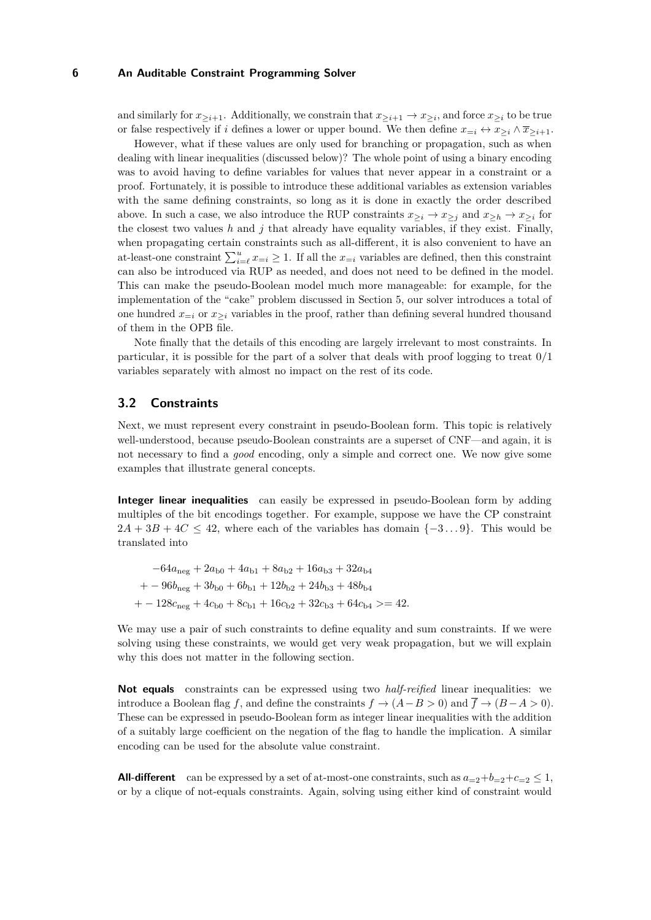and similarly for $x_{\geq i+1}$. Additionally, we constrain that $x_{\geq i+1} \rightarrow x_{\geq i}$, and force $x_{\geq i}$ to be true or false respectively if $i$ defines a lower or upper bound. We then define $x_{=i} \leftrightarrow x_{\geq i} \wedge \overline{x}_{\geq i+1}$.

However, what if these values are only used for branching or propagation, such as when dealing with linear inequalities (discussed below)? The whole point of using a binary encoding was to avoid having to define variables for values that never appear in a constraint or a proof. Fortunately, it is possible to introduce these additional variables as extension variables with the same defining constraints, so long as it is done in exactly the order described above. In such a case, we also introduce the RUP constraints $x_{\geq i} \rightarrow x_{\geq j}$ and $x_{\geq h} \rightarrow x_{\geq i}$ for the closest two values $h$ and $j$ that already have equality variables, if they exist. Finally, when propagating certain constraints such as all-different, it is also convenient to have an at-least-one constraint $\sum_{i=\ell}^{u} x_{=i} \geq 1$. If all the $x_{=i}$ variables are defined, then this constraint can also be introduced via RUP as needed, and does not need to be defined in the model. This can make the pseudo-Boolean model much more manageable: for example, for the implementation of the "cake" problem discussed in Section 5, our solver introduces a total of one hundred $x_{=i}$ or $x_{\geq i}$ variables in the proof, rather than defining several hundred thousand of them in the OPB file.

Note finally that the details of this encoding are largely irrelevant to most constraints. In particular, it is possible for the part of a solver that deals with proof logging to treat 0/1 variables separately with almost no impact on the rest of its code.

## 3.2 Constraints

Next, we must represent every constraint in pseudo-Boolean form. This topic is relatively well-understood, because pseudo-Boolean constraints are a superset of CNF—and again, it is not necessary to find a *good* encoding, only a simple and correct one. We now give some examples that illustrate general concepts.

**Integer linear inequalities** can easily be expressed in pseudo-Boolean form by adding multiples of the bit encodings together. For example, suppose we have the CP constraint $2A + 3B + 4C \leq 42$, where each of the variables has domain $\{-3 \ldots 9\}$. This would be translated into

$$
\begin{aligned}
&-64a_{\text{neg}} + 2a_{\text{b0}} + 4a_{\text{b1}} + 8a_{\text{b2}} + 16a_{\text{b3}} + 32a_{\text{b4}} \\
&+ -96b_{\text{neg}} + 3b_{\text{b0}} + 6b_{\text{b1}} + 12b_{\text{b2}} + 24b_{\text{b3}} + 48b_{\text{b4}} \\
&+ -128c_{\text{neg}} + 4c_{\text{b0}} + 8c_{\text{b1}} + 16c_{\text{b2}} + 32c_{\text{b3}} + 64c_{\text{b4}} >= 42.
\end{aligned}
$$

We may use a pair of such constraints to define equality and sum constraints. If we were solving using these constraints, we would get very weak propagation, but we will explain why this does not matter in the following section.

**Not equals** constraints can be expressed using two *half-reified* linear inequalities: we introduce a Boolean flag $f$, and define the constraints $f \rightarrow (A - B > 0)$ and $\overline{f} \rightarrow (B - A > 0)$. These can be expressed in pseudo-Boolean form as integer linear inequalities with the addition of a suitably large coefficient on the negation of the flag to handle the implication. A similar encoding can be used for the absolute value constraint.

**All-different** can be expressed by a set of at-most-one constraints, such as $a_{=2} + b_{=2} + c_{=2} \leq 1$, or by a clique of not-equals constraints. Again, solving using either kind of constraint would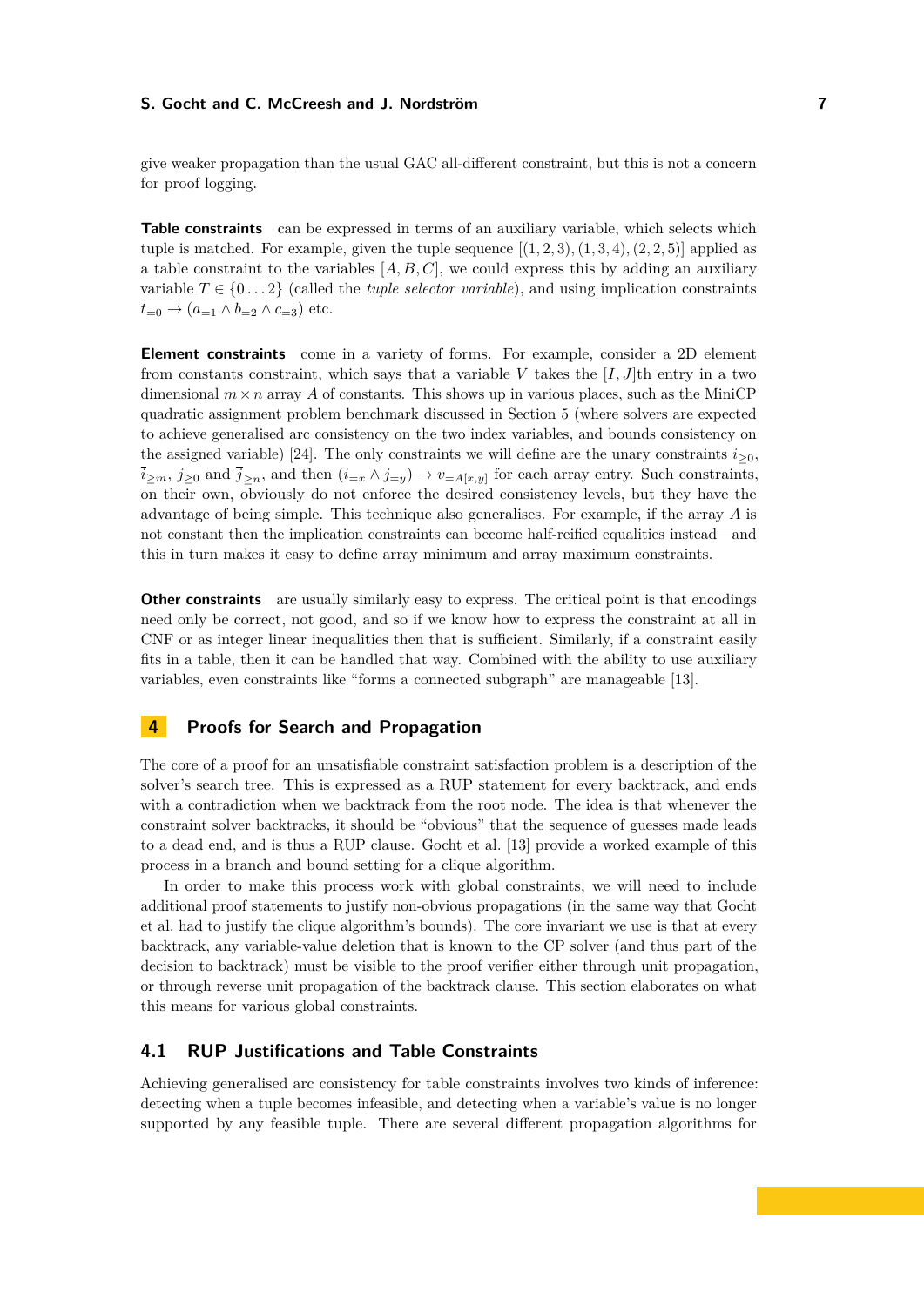give weaker propagation than the usual GAC all-different constraint, but this is not a concern for proof logging.

**Table constraints** can be expressed in terms of an auxiliary variable, which selects which tuple is matched. For example, given the tuple sequence $[(1,2,3),(1,3,4),(2,2,5)]$ applied as a table constraint to the variables $[A,B,C]$, we could express this by adding an auxiliary variable $T \in \{0\ldots 2\}$ (called the *tuple selector variable*), and using implication constraints $t_{=0} \rightarrow (a_{=1} \wedge b_{=2} \wedge c_{=3})$ etc.

**Element constraints** come in a variety of forms. For example, consider a 2D element from constants constraint, which says that a variable $V$ takes the $[I,J]$th entry in a two dimensional $m \times n$ array $A$ of constants. This shows up in various places, such as the MiniCP quadratic assignment problem benchmark discussed in Section 5 (where solvers are expected to achieve generalised arc consistency on the two index variables, and bounds consistency on the assigned variable) [24]. The only constraints we will define are the unary constraints $i_{\geq 0}$, $\overline{i}_{\geq m}$, $j_{\geq 0}$ and $\overline{j}_{\geq n}$, and then $(i_{=x} \wedge j_{=y}) \rightarrow v_{=A[x,y]}$ for each array entry. Such constraints, on their own, obviously do not enforce the desired consistency levels, but they have the advantage of being simple. This technique also generalises. For example, if the array $A$ is not constant then the implication constraints can become half-reified equalities instead—and this in turn makes it easy to define array minimum and array maximum constraints.

**Other constraints** are usually similarly easy to express. The critical point is that encodings need only be correct, not good, and so if we know how to express the constraint at all in CNF or as integer linear inequalities then that is sufficient. Similarly, if a constraint easily fits in a table, then it can be handled that way. Combined with the ability to use auxiliary variables, even constraints like "forms a connected subgraph" are manageable [13].

## 4 Proofs for Search and Propagation

The core of a proof for an unsatisfiable constraint satisfaction problem is a description of the solver's search tree. This is expressed as a RUP statement for every backtrack, and ends with a contradiction when we backtrack from the root node. The idea is that whenever the constraint solver backtracks, it should be "obvious" that the sequence of guesses made leads to a dead end, and is thus a RUP clause. Gocht et al. [13] provide a worked example of this process in a branch and bound setting for a clique algorithm.

In order to make this process work with global constraints, we will need to include additional proof statements to justify non-obvious propagations (in the same way that Gocht et al. had to justify the clique algorithm's bounds). The core invariant we use is that at every backtrack, any variable-value deletion that is known to the CP solver (and thus part of the decision to backtrack) must be visible to the proof verifier either through unit propagation, or through reverse unit propagation of the backtrack clause. This section elaborates on what this means for various global constraints.

### 4.1 RUP Justifications and Table Constraints

Achieving generalised arc consistency for table constraints involves two kinds of inference: detecting when a tuple becomes infeasible, and detecting when a variable's value is no longer supported by any feasible tuple. There are several different propagation algorithms for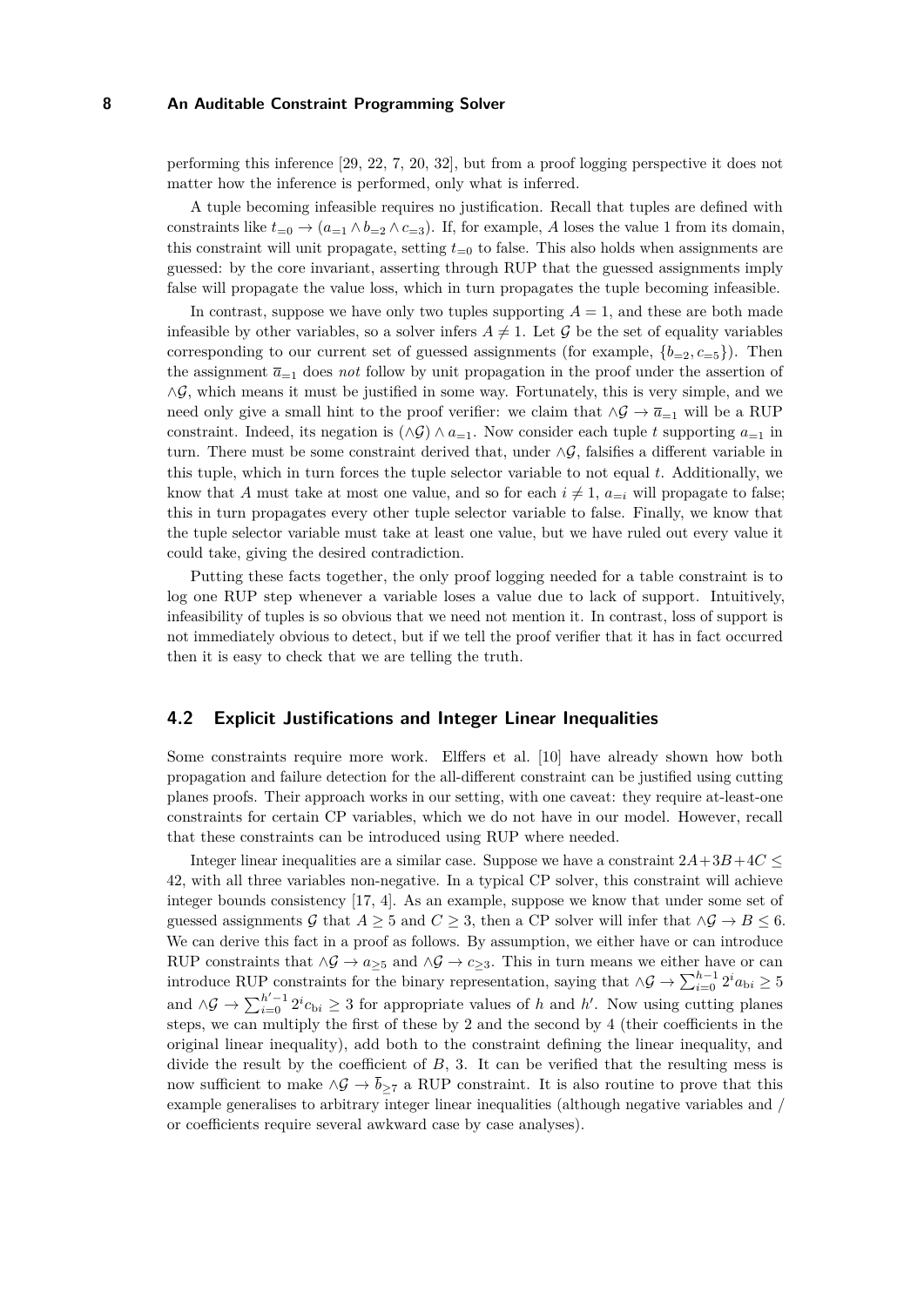performing this inference [29, 22, 7, 20, 32], but from a proof logging perspective it does not matter how the inference is performed, only what is inferred.

A tuple becoming infeasible requires no justification. Recall that tuples are defined with constraints like $t_{=0} \to (a_{=1} \land b_{=2} \land c_{=3})$. If, for example, $A$ loses the value 1 from its domain, this constraint will unit propagate, setting $t_{=0}$ to false. This also holds when assignments are guessed: by the core invariant, asserting through RUP that the guessed assignments imply false will propagate the value loss, which in turn propagates the tuple becoming infeasible.

In contrast, suppose we have only two tuples supporting $A = 1$, and these are both made infeasible by other variables, so a solver infers $A \neq 1$. Let $\mathcal{G}$ be the set of equality variables corresponding to our current set of guessed assignments (for example, $\{b_{=2}, c_{=5}\}$). Then the assignment $\overline{a}_{=1}$ does *not* follow by unit propagation in the proof under the assertion of $\land\mathcal{G}$, which means it must be justified in some way. Fortunately, this is very simple, and we need only give a small hint to the proof verifier: we claim that $\land\mathcal{G} \to \overline{a}_{=1}$ will be a RUP constraint. Indeed, its negation is $(\land\mathcal{G}) \land a_{=1}$. Now consider each tuple $t$ supporting $a_{=1}$ in turn. There must be some constraint derived that, under $\land\mathcal{G}$, falsifies a different variable in this tuple, which in turn forces the tuple selector variable to not equal $t$. Additionally, we know that $A$ must take at most one value, and so for each $i \neq 1$, $a_{=i}$ will propagate to false; this in turn propagates every other tuple selector variable to false. Finally, we know that the tuple selector variable must take at least one value, but we have ruled out every value it could take, giving the desired contradiction.

Putting these facts together, the only proof logging needed for a table constraint is to log one RUP step whenever a variable loses a value due to lack of support. Intuitively, infeasibility of tuples is so obvious that we need not mention it. In contrast, loss of support is not immediately obvious to detect, but if we tell the proof verifier that it has in fact occurred then it is easy to check that we are telling the truth.

## 4.2 Explicit Justifications and Integer Linear Inequalities

Some constraints require more work. Elffers et al. [10] have already shown how both propagation and failure detection for the all-different constraint can be justified using cutting planes proofs. Their approach works in our setting, with one caveat: they require at-least-one constraints for certain CP variables, which we do not have in our model. However, recall that these constraints can be introduced using RUP where needed.

Integer linear inequalities are a similar case. Suppose we have a constraint $2A+3B+4C \leq 42$, with all three variables non-negative. In a typical CP solver, this constraint will achieve integer bounds consistency [17, 4]. As an example, suppose we know that under some set of guessed assignments $\mathcal{G}$ that $A \geq 5$ and $C \geq 3$, then a CP solver will infer that $\land\mathcal{G} \to B \leq 6$. We can derive this fact in a proof as follows. By assumption, we either have or can introduce RUP constraints that $\land\mathcal{G} \to a_{\geq 5}$ and $\land\mathcal{G} \to c_{\geq 3}$. This in turn means we either have or can introduce RUP constraints for the binary representation, saying that $\land\mathcal{G} \to \sum_{i=0}^{h-1} 2^i a_{\mathrm{b}i} \geq 5$ and $\land\mathcal{G} \to \sum_{i=0}^{h'-1} 2^i c_{\mathrm{b}i} \geq 3$ for appropriate values of $h$ and $h'$. Now using cutting planes steps, we can multiply the first of these by 2 and the second by 4 (their coefficients in the original linear inequality), add both to the constraint defining the linear inequality, and divide the result by the coefficient of $B$, 3. It can be verified that the resulting mess is now sufficient to make $\land\mathcal{G} \to \overline{b}_{\geq 7}$ a RUP constraint. It is also routine to prove that this example generalises to arbitrary integer linear inequalities (although negative variables and / or coefficients require several awkward case by case analyses).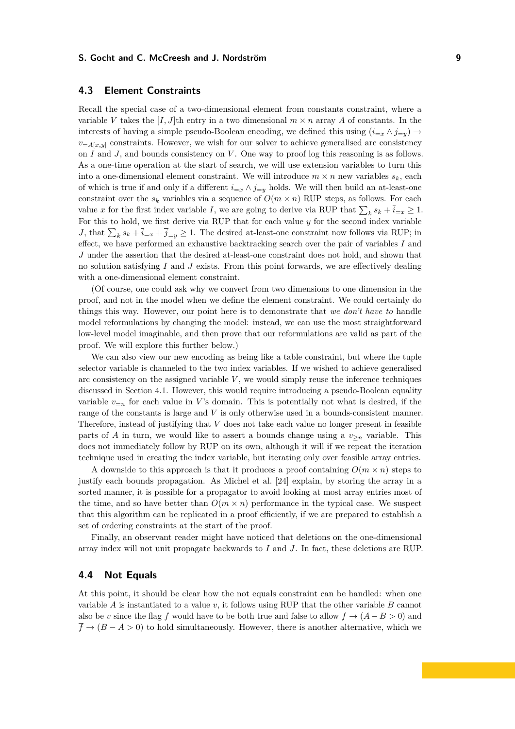## 4.3 Element Constraints

Recall the special case of a two-dimensional element from constants constraint, where a variable $V$ takes the $[I, J]$th entry in a two dimensional $m \times n$ array $A$ of constants. In the interests of having a simple pseudo-Boolean encoding, we defined this using $(i_{=x} \wedge j_{=y}) \rightarrow v_{=A[x,y]}$ constraints. However, we wish for our solver to achieve generalised arc consistency on $I$ and $J$, and bounds consistency on $V$. One way to proof log this reasoning is as follows. As a one-time operation at the start of search, we will use extension variables to turn this into a one-dimensional element constraint. We will introduce $m \times n$ new variables $s_k$, each of which is true if and only if a different $i_{=x} \wedge j_{=y}$ holds. We will then build an at-least-one constraint over the $s_k$ variables via a sequence of $O(m \times n)$ RUP steps, as follows. For each value $x$ for the first index variable $I$, we are going to derive via RUP that $\sum_k s_k + \overline{i}_{=x} \geq 1$. For this to hold, we first derive via RUP that for each value $y$ for the second index variable $J$, that $\sum_k s_k + \overline{i}_{=x} + \overline{j}_{=y} \geq 1$. The desired at-least-one constraint now follows via RUP; in effect, we have performed an exhaustive backtracking search over the pair of variables $I$ and $J$ under the assertion that the desired at-least-one constraint does not hold, and shown that no solution satisfying $I$ and $J$ exists. From this point forwards, we are effectively dealing with a one-dimensional element constraint.

(Of course, one could ask why we convert from two dimensions to one dimension in the proof, and not in the model when we define the element constraint. We could certainly do things this way. However, our point here is to demonstrate that *we don't have to* handle model reformulations by changing the model: instead, we can use the most straightforward low-level model imaginable, and then prove that our reformulations are valid as part of the proof. We will explore this further below.)

We can also view our new encoding as being like a table constraint, but where the tuple selector variable is channeled to the two index variables. If we wished to achieve generalised arc consistency on the assigned variable $V$, we would simply reuse the inference techniques discussed in Section 4.1. However, this would require introducing a pseudo-Boolean equality variable $v_{=n}$ for each value in $V$'s domain. This is potentially not what is desired, if the range of the constants is large and $V$ is only otherwise used in a bounds-consistent manner. Therefore, instead of justifying that $V$ does not take each value no longer present in feasible parts of $A$ in turn, we would like to assert a bounds change using a $v_{\geq n}$ variable. This does not immediately follow by RUP on its own, although it will if we repeat the iteration technique used in creating the index variable, but iterating only over feasible array entries.

A downside to this approach is that it produces a proof containing $O(m \times n)$ steps to justify each bounds propagation. As Michel et al. [24] explain, by storing the array in a sorted manner, it is possible for a propagator to avoid looking at most array entries most of the time, and so have better than $O(m \times n)$ performance in the typical case. We suspect that this algorithm can be replicated in a proof efficiently, if we are prepared to establish a set of ordering constraints at the start of the proof.

Finally, an observant reader might have noticed that deletions on the one-dimensional array index will not unit propagate backwards to $I$ and $J$. In fact, these deletions are RUP.

## 4.4 Not Equals

At this point, it should be clear how the not equals constraint can be handled: when one variable $A$ is instantiated to a value $v$, it follows using RUP that the other variable $B$ cannot also be $v$ since the flag $f$ would have to be both true and false to allow $f \rightarrow (A - B > 0)$ and $\overline{f} \rightarrow (B - A > 0)$ to hold simultaneously. However, there is another alternative, which we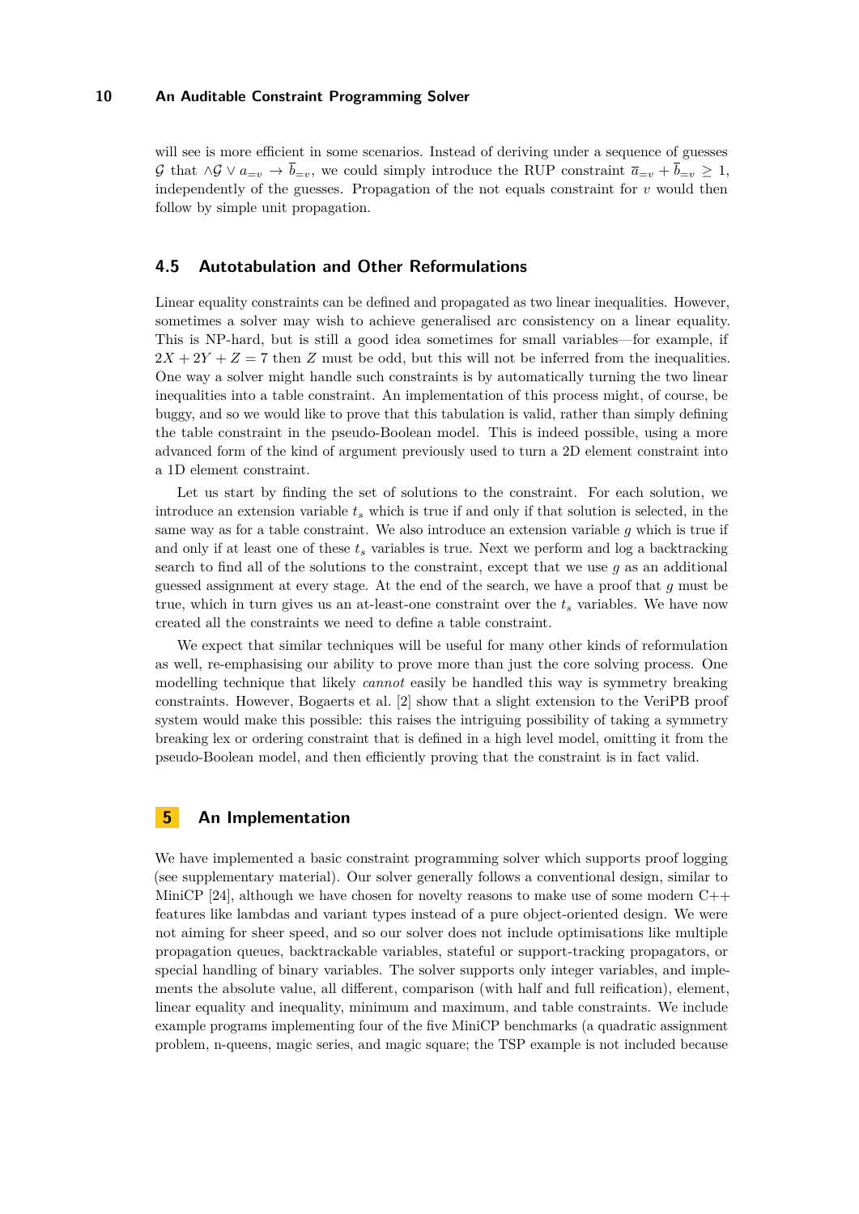will see is more efficient in some scenarios. Instead of deriving under a sequence of guesses $\mathcal{G}$ that $\wedge\mathcal{G} \vee a_{=v} \rightarrow \overline{b}_{=v}$, we could simply introduce the RUP constraint $\overline{a}_{=v} + \overline{b}_{=v} \geq 1$, independently of the guesses. Propagation of the not equals constraint for $v$ would then follow by simple unit propagation.

## 4.5 Autotabulation and Other Reformulations

Linear equality constraints can be defined and propagated as two linear inequalities. However, sometimes a solver may wish to achieve generalised arc consistency on a linear equality. This is NP-hard, but is still a good idea sometimes for small variables—for example, if $2X + 2Y + Z = 7$ then $Z$ must be odd, but this will not be inferred from the inequalities. One way a solver might handle such constraints is by automatically turning the two linear inequalities into a table constraint. An implementation of this process might, of course, be buggy, and so we would like to prove that this tabulation is valid, rather than simply defining the table constraint in the pseudo-Boolean model. This is indeed possible, using a more advanced form of the kind of argument previously used to turn a 2D element constraint into a 1D element constraint.

Let us start by finding the set of solutions to the constraint. For each solution, we introduce an extension variable $t_s$ which is true if and only if that solution is selected, in the same way as for a table constraint. We also introduce an extension variable $g$ which is true if and only if at least one of these $t_s$ variables is true. Next we perform and log a backtracking search to find all of the solutions to the constraint, except that we use $g$ as an additional guessed assignment at every stage. At the end of the search, we have a proof that $g$ must be true, which in turn gives us an at-least-one constraint over the $t_s$ variables. We have now created all the constraints we need to define a table constraint.

We expect that similar techniques will be useful for many other kinds of reformulation as well, re-emphasising our ability to prove more than just the core solving process. One modelling technique that likely *cannot* easily be handled this way is symmetry breaking constraints. However, Bogaerts et al. [2] show that a slight extension to the VeriPB proof system would make this possible: this raises the intriguing possibility of taking a symmetry breaking lex or ordering constraint that is defined in a high level model, omitting it from the pseudo-Boolean model, and then efficiently proving that the constraint is in fact valid.

# 5 An Implementation

We have implemented a basic constraint programming solver which supports proof logging (see supplementary material). Our solver generally follows a conventional design, similar to MiniCP [24], although we have chosen for novelty reasons to make use of some modern C++ features like lambdas and variant types instead of a pure object-oriented design. We were not aiming for sheer speed, and so our solver does not include optimisations like multiple propagation queues, backtrackable variables, stateful or support-tracking propagators, or special handling of binary variables. The solver supports only integer variables, and implements the absolute value, all different, comparison (with half and full reification), element, linear equality and inequality, minimum and maximum, and table constraints. We include example programs implementing four of the five MiniCP benchmarks (a quadratic assignment problem, n-queens, magic series, and magic square; the TSP example is not included because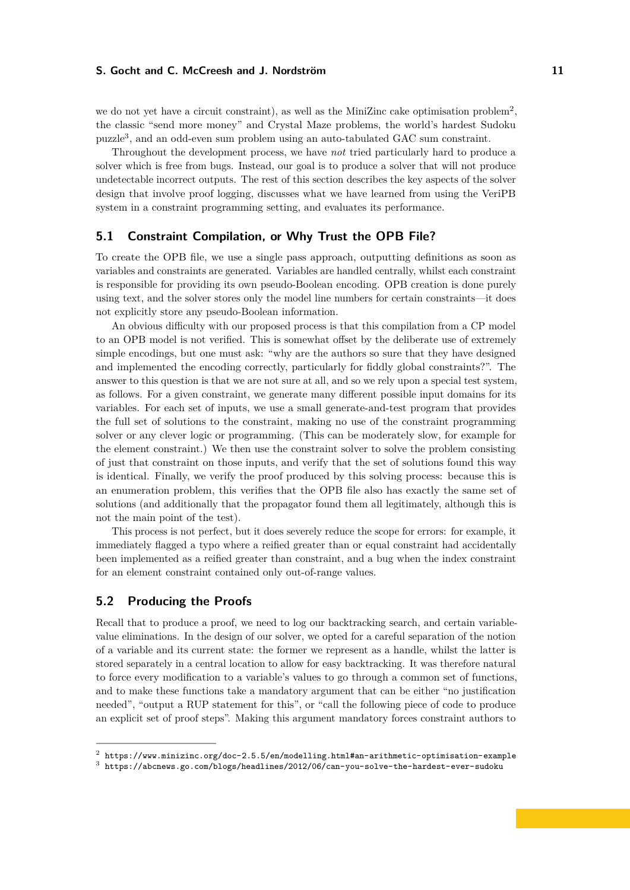we do not yet have a circuit constraint), as well as the MiniZinc cake optimisation problem[2], the classic "send more money" and Crystal Maze problems, the world's hardest Sudoku puzzle[3], and an odd-even sum problem using an auto-tabulated GAC sum constraint.

Throughout the development process, we have *not* tried particularly hard to produce a solver which is free from bugs. Instead, our goal is to produce a solver that will not produce undetectable incorrect outputs. The rest of this section describes the key aspects of the solver design that involve proof logging, discusses what we have learned from using the VeriPB system in a constraint programming setting, and evaluates its performance.

## 5.1 Constraint Compilation, or Why Trust the OPB File?

To create the OPB file, we use a single pass approach, outputting definitions as soon as variables and constraints are generated. Variables are handled centrally, whilst each constraint is responsible for providing its own pseudo-Boolean encoding. OPB creation is done purely using text, and the solver stores only the model line numbers for certain constraints—it does not explicitly store any pseudo-Boolean information.

An obvious difficulty with our proposed process is that this compilation from a CP model to an OPB model is not verified. This is somewhat offset by the deliberate use of extremely simple encodings, but one must ask: "why are the authors so sure that they have designed and implemented the encoding correctly, particularly for fiddly global constraints?". The answer to this question is that we are not sure at all, and so we rely upon a special test system, as follows. For a given constraint, we generate many different possible input domains for its variables. For each set of inputs, we use a small generate-and-test program that provides the full set of solutions to the constraint, making no use of the constraint programming solver or any clever logic or programming. (This can be moderately slow, for example for the element constraint.) We then use the constraint solver to solve the problem consisting of just that constraint on those inputs, and verify that the set of solutions found this way is identical. Finally, we verify the proof produced by this solving process: because this is an enumeration problem, this verifies that the OPB file also has exactly the same set of solutions (and additionally that the propagator found them all legitimately, although this is not the main point of the test).

This process is not perfect, but it does severely reduce the scope for errors: for example, it immediately flagged a typo where a reified greater than or equal constraint had accidentally been implemented as a reified greater than constraint, and a bug when the index constraint for an element constraint contained only out-of-range values.

## 5.2 Producing the Proofs

Recall that to produce a proof, we need to log our backtracking search, and certain variable-value eliminations. In the design of our solver, we opted for a careful separation of the notion of a variable and its current state: the former we represent as a handle, whilst the latter is stored separately in a central location to allow for easy backtracking. It was therefore natural to force every modification to a variable's values to go through a common set of functions, and to make these functions take a mandatory argument that can be either "no justification needed", "output a RUP statement for this", or "call the following piece of code to produce an explicit set of proof steps". Making this argument mandatory forces constraint authors to

[2] https://www.minizinc.org/doc-2.5.5/en/modelling.html#an-arithmetic-optimisation-example
[3] https://abcnews.go.com/blogs/headlines/2012/06/can-you-solve-the-hardest-ever-sudoku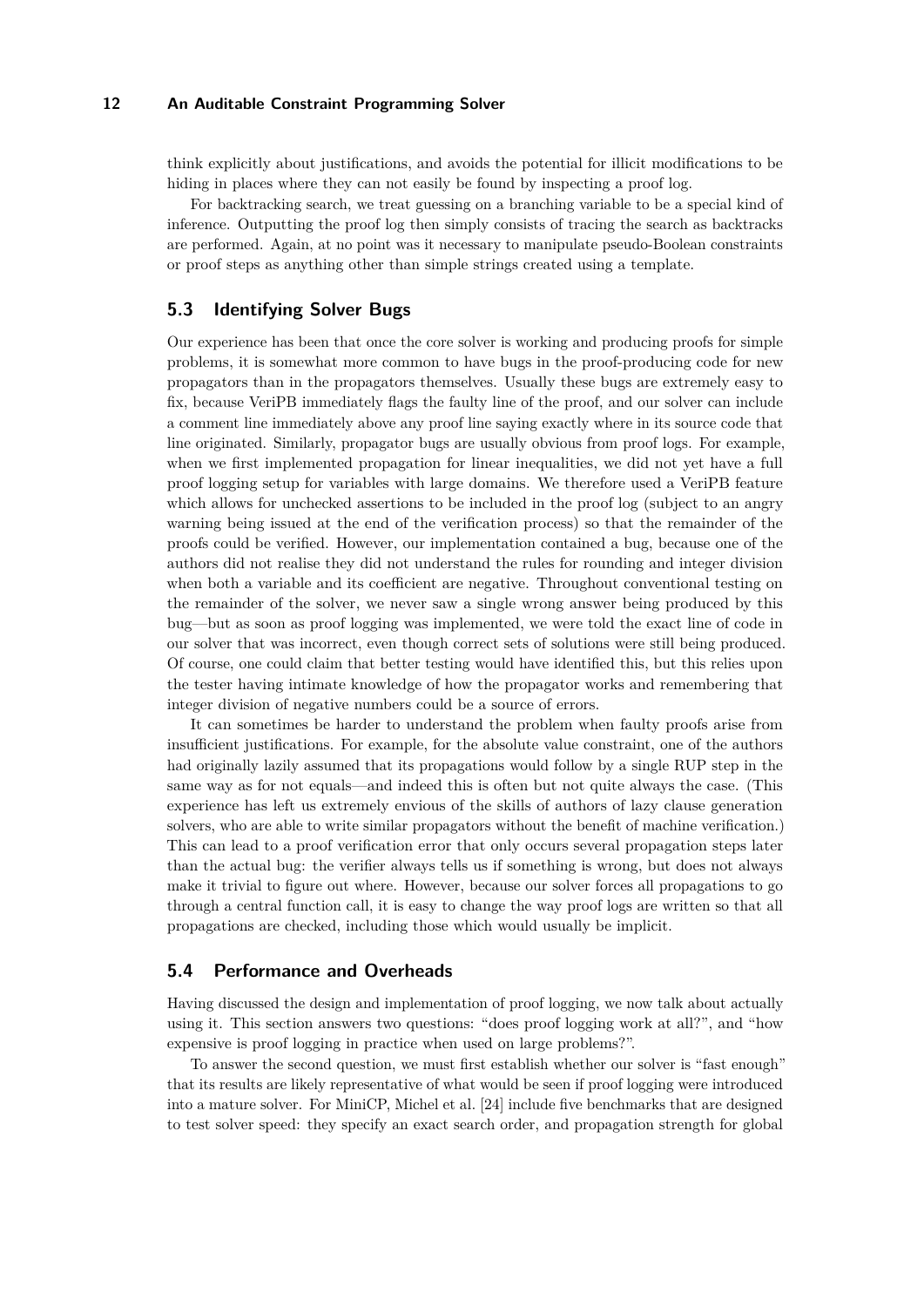think explicitly about justifications, and avoids the potential for illicit modifications to be hiding in places where they can not easily be found by inspecting a proof log.

For backtracking search, we treat guessing on a branching variable to be a special kind of inference. Outputting the proof log then simply consists of tracing the search as backtracks are performed. Again, at no point was it necessary to manipulate pseudo-Boolean constraints or proof steps as anything other than simple strings created using a template.

## 5.3 Identifying Solver Bugs

Our experience has been that once the core solver is working and producing proofs for simple problems, it is somewhat more common to have bugs in the proof-producing code for new propagators than in the propagators themselves. Usually these bugs are extremely easy to fix, because VeriPB immediately flags the faulty line of the proof, and our solver can include a comment line immediately above any proof line saying exactly where in its source code that line originated. Similarly, propagator bugs are usually obvious from proof logs. For example, when we first implemented propagation for linear inequalities, we did not yet have a full proof logging setup for variables with large domains. We therefore used a VeriPB feature which allows for unchecked assertions to be included in the proof log (subject to an angry warning being issued at the end of the verification process) so that the remainder of the proofs could be verified. However, our implementation contained a bug, because one of the authors did not realise they did not understand the rules for rounding and integer division when both a variable and its coefficient are negative. Throughout conventional testing on the remainder of the solver, we never saw a single wrong answer being produced by this bug—but as soon as proof logging was implemented, we were told the exact line of code in our solver that was incorrect, even though correct sets of solutions were still being produced. Of course, one could claim that better testing would have identified this, but this relies upon the tester having intimate knowledge of how the propagator works and remembering that integer division of negative numbers could be a source of errors.

It can sometimes be harder to understand the problem when faulty proofs arise from insufficient justifications. For example, for the absolute value constraint, one of the authors had originally lazily assumed that its propagations would follow by a single RUP step in the same way as for not equals—and indeed this is often but not quite always the case. (This experience has left us extremely envious of the skills of authors of lazy clause generation solvers, who are able to write similar propagators without the benefit of machine verification.) This can lead to a proof verification error that only occurs several propagation steps later than the actual bug: the verifier always tells us if something is wrong, but does not always make it trivial to figure out where. However, because our solver forces all propagations to go through a central function call, it is easy to change the way proof logs are written so that all propagations are checked, including those which would usually be implicit.

## 5.4 Performance and Overheads

Having discussed the design and implementation of proof logging, we now talk about actually using it. This section answers two questions: "does proof logging work at all?", and "how expensive is proof logging in practice when used on large problems?".

To answer the second question, we must first establish whether our solver is "fast enough" that its results are likely representative of what would be seen if proof logging were introduced into a mature solver. For MiniCP, Michel et al. [24] include five benchmarks that are designed to test solver speed: they specify an exact search order, and propagation strength for global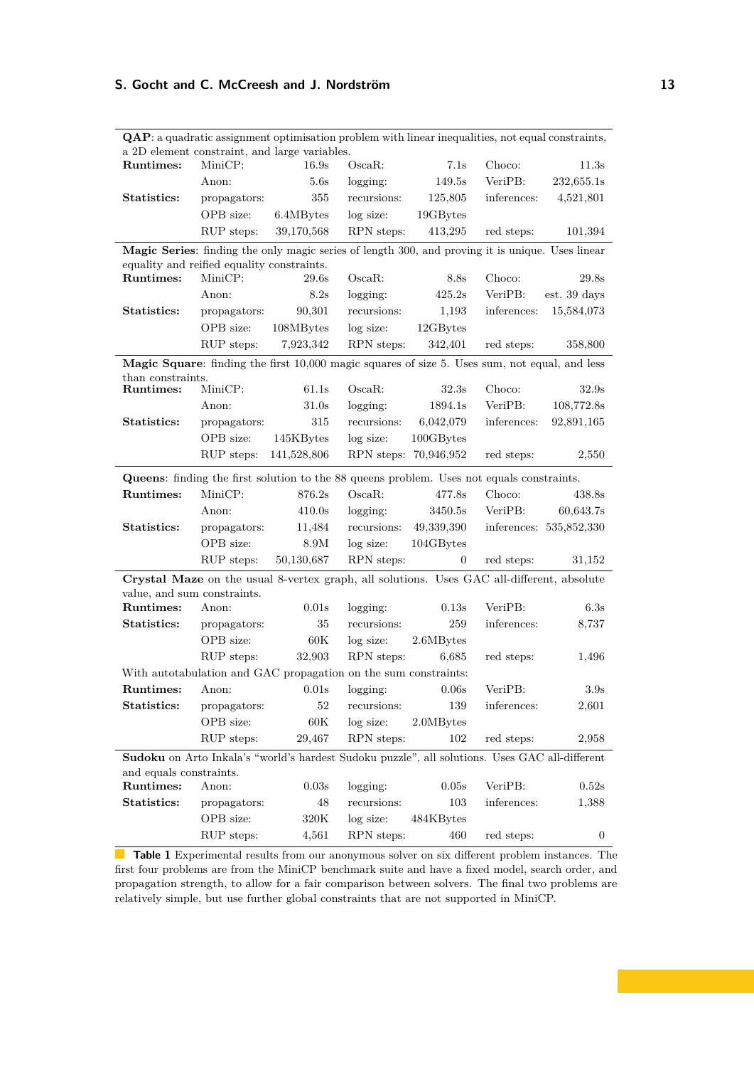| | | | | | | |
|---|---|---|---|---|---|---|
| **QAP**: a quadratic assignment optimisation problem with linear inequalities, not equal constraints, a 2D element constraint, and large variables. | | | | | | |
| **Runtimes:** | MiniCP: | 16.9s | OscaR: | 7.1s | Choco: | 11.3s |
| | Anon: | 5.6s | logging: | 149.5s | VeriPB: | 232,655.1s |
| **Statistics:** | propagators: | 355 | recursions: | 125,805 | inferences: | 4,521,801 |
| | OPB size: | 6.4MBytes | log size: | 19GBytes | | |
| | RUP steps: | 39,170,568 | RPN steps: | 413,295 | red steps: | 101,394 |
| **Magic Series**: finding the only magic series of length 300, and proving it is unique. Uses linear equality and reified equality constraints. | | | | | | |
| **Runtimes:** | MiniCP: | 29.6s | OscaR: | 8.8s | Choco: | 29.8s |
| | Anon: | 8.2s | logging: | 425.2s | VeriPB: | est. 39 days |
| **Statistics:** | propagators: | 90,301 | recursions: | 1,193 | inferences: | 15,584,073 |
| | OPB size: | 108MBytes | log size: | 12GBytes | | |
| | RUP steps: | 7,923,342 | RPN steps: | 342,401 | red steps: | 358,800 |
| **Magic Square**: finding the first 10,000 magic squares of size 5. Uses sum, not equal, and less than constraints. | | | | | | |
| **Runtimes:** | MiniCP: | 61.1s | OscaR: | 32.3s | Choco: | 32.9s |
| | Anon: | 31.0s | logging: | 1894.1s | VeriPB: | 108,772.8s |
| **Statistics:** | propagators: | 315 | recursions: | 6,042,079 | inferences: | 92,891,165 |
| | OPB size: | 145KBytes | log size: | 100GBytes | | |
| | RUP steps: | 141,528,806 | RPN steps: | 70,946,952 | red steps: | 2,550 |
| **Queens**: finding the first solution to the 88 queens problem. Uses not equals constraints. | | | | | | |
| **Runtimes:** | MiniCP: | 876.2s | OscaR: | 477.8s | Choco: | 438.8s |
| | Anon: | 410.0s | logging: | 3450.5s | VeriPB: | 60,643.7s |
| **Statistics:** | propagators: | 11,484 | recursions: | 49,339,390 | inferences: | 535,852,330 |
| | OPB size: | 8.9M | log size: | 104GBytes | | |
| | RUP steps: | 50,130,687 | RPN steps: | 0 | red steps: | 31,152 |
| **Crystal Maze** on the usual 8-vertex graph, all solutions. Uses GAC all-different, absolute value, and sum constraints. | | | | | | |
| **Runtimes:** | Anon: | 0.01s | logging: | 0.13s | VeriPB: | 6.3s |
| **Statistics:** | propagators: | 35 | recursions: | 259 | inferences: | 8,737 |
| | OPB size: | 60K | log size: | 2.6MBytes | | |
| | RUP steps: | 32,903 | RPN steps: | 6,685 | red steps: | 1,496 |
| With autotabulation and GAC propagation on the sum constraints: | | | | | | |
| **Runtimes:** | Anon: | 0.01s | logging: | 0.06s | VeriPB: | 3.9s |
| **Statistics:** | propagators: | 52 | recursions: | 139 | inferences: | 2,601 |
| | OPB size: | 60K | log size: | 2.0MBytes | | |
| | RUP steps: | 29,467 | RPN steps: | 102 | red steps: | 2,958 |
| **Sudoku** on Arto Inkala's "world's hardest Sudoku puzzle", all solutions. Uses GAC all-different and equals constraints. | | | | | | |
| **Runtimes:** | Anon: | 0.03s | logging: | 0.05s | VeriPB: | 0.52s |
| **Statistics:** | propagators: | 48 | recursions: | 103 | inferences: | 1,388 |
| | OPB size: | 320K | log size: | 484KBytes | | |
| | RUP steps: | 4,561 | RPN steps: | 460 | red steps: | 0 |

**Table 1** Experimental results from our anonymous solver on six different problem instances. The first four problems are from the MiniCP benchmark suite and have a fixed model, search order, and propagation strength, to allow for a fair comparison between solvers. The final two problems are relatively simple, but use further global constraints that are not supported in MiniCP.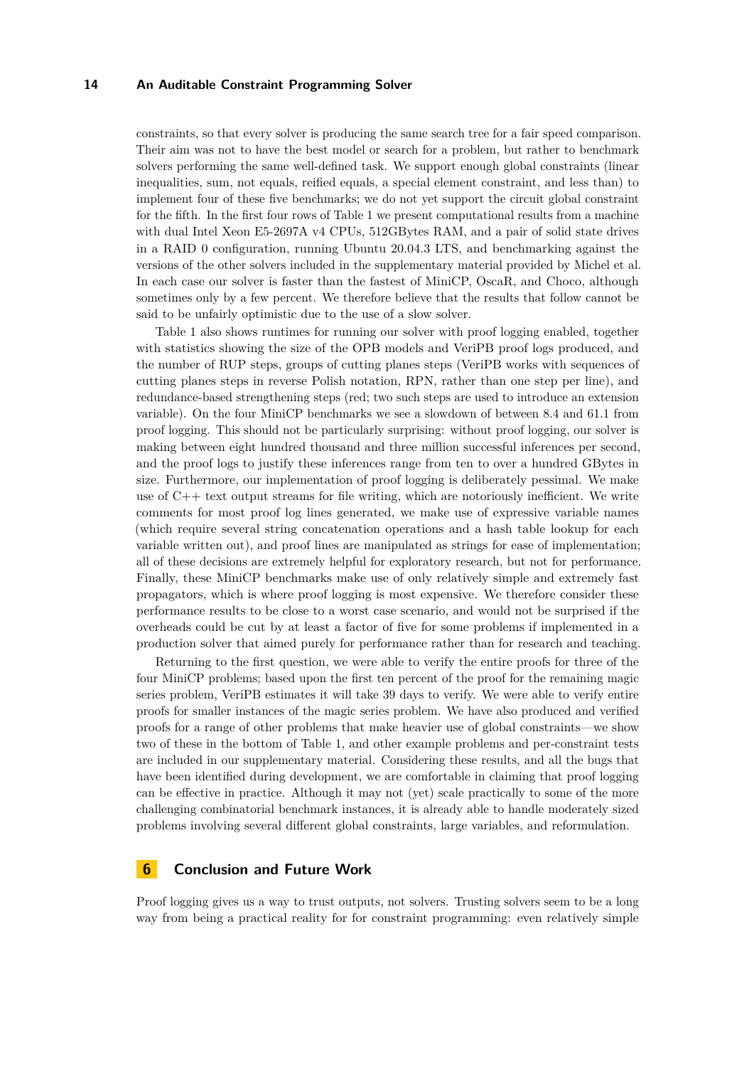constraints, so that every solver is producing the same search tree for a fair speed comparison. Their aim was not to have the best model or search for a problem, but rather to benchmark solvers performing the same well-defined task. We support enough global constraints (linear inequalities, sum, not equals, reified equals, a special element constraint, and less than) to implement four of these five benchmarks; we do not yet support the circuit global constraint for the fifth. In the first four rows of Table 1 we present computational results from a machine with dual Intel Xeon E5-2697A v4 CPUs, 512GBytes RAM, and a pair of solid state drives in a RAID 0 configuration, running Ubuntu 20.04.3 LTS, and benchmarking against the versions of the other solvers included in the supplementary material provided by Michel et al. In each case our solver is faster than the fastest of MiniCP, OscaR, and Choco, although sometimes only by a few percent. We therefore believe that the results that follow cannot be said to be unfairly optimistic due to the use of a slow solver.

Table 1 also shows runtimes for running our solver with proof logging enabled, together with statistics showing the size of the OPB models and VeriPB proof logs produced, and the number of RUP steps, groups of cutting planes steps (VeriPB works with sequences of cutting planes steps in reverse Polish notation, RPN, rather than one step per line), and redundance-based strengthening steps (red; two such steps are used to introduce an extension variable). On the four MiniCP benchmarks we see a slowdown of between 8.4 and 61.1 from proof logging. This should not be particularly surprising: without proof logging, our solver is making between eight hundred thousand and three million successful inferences per second, and the proof logs to justify these inferences range from ten to over a hundred GBytes in size. Furthermore, our implementation of proof logging is deliberately pessimal. We make use of C++ text output streams for file writing, which are notoriously inefficient. We write comments for most proof log lines generated, we make use of expressive variable names (which require several string concatenation operations and a hash table lookup for each variable written out), and proof lines are manipulated as strings for ease of implementation; all of these decisions are extremely helpful for exploratory research, but not for performance. Finally, these MiniCP benchmarks make use of only relatively simple and extremely fast propagators, which is where proof logging is most expensive. We therefore consider these performance results to be close to a worst case scenario, and would not be surprised if the overheads could be cut by at least a factor of five for some problems if implemented in a production solver that aimed purely for performance rather than for research and teaching.

Returning to the first question, we were able to verify the entire proofs for three of the four MiniCP problems; based upon the first ten percent of the proof for the remaining magic series problem, VeriPB estimates it will take 39 days to verify. We were able to verify entire proofs for smaller instances of the magic series problem. We have also produced and verified proofs for a range of other problems that make heavier use of global constraints—we show two of these in the bottom of Table 1, and other example problems and per-constraint tests are included in our supplementary material. Considering these results, and all the bugs that have been identified during development, we are comfortable in claiming that proof logging can be effective in practice. Although it may not (yet) scale practically to some of the more challenging combinatorial benchmark instances, it is already able to handle moderately sized problems involving several different global constraints, large variables, and reformulation.

# 6 Conclusion and Future Work

Proof logging gives us a way to trust outputs, not solvers. Trusting solvers seem to be a long way from being a practical reality for for constraint programming: even relatively simple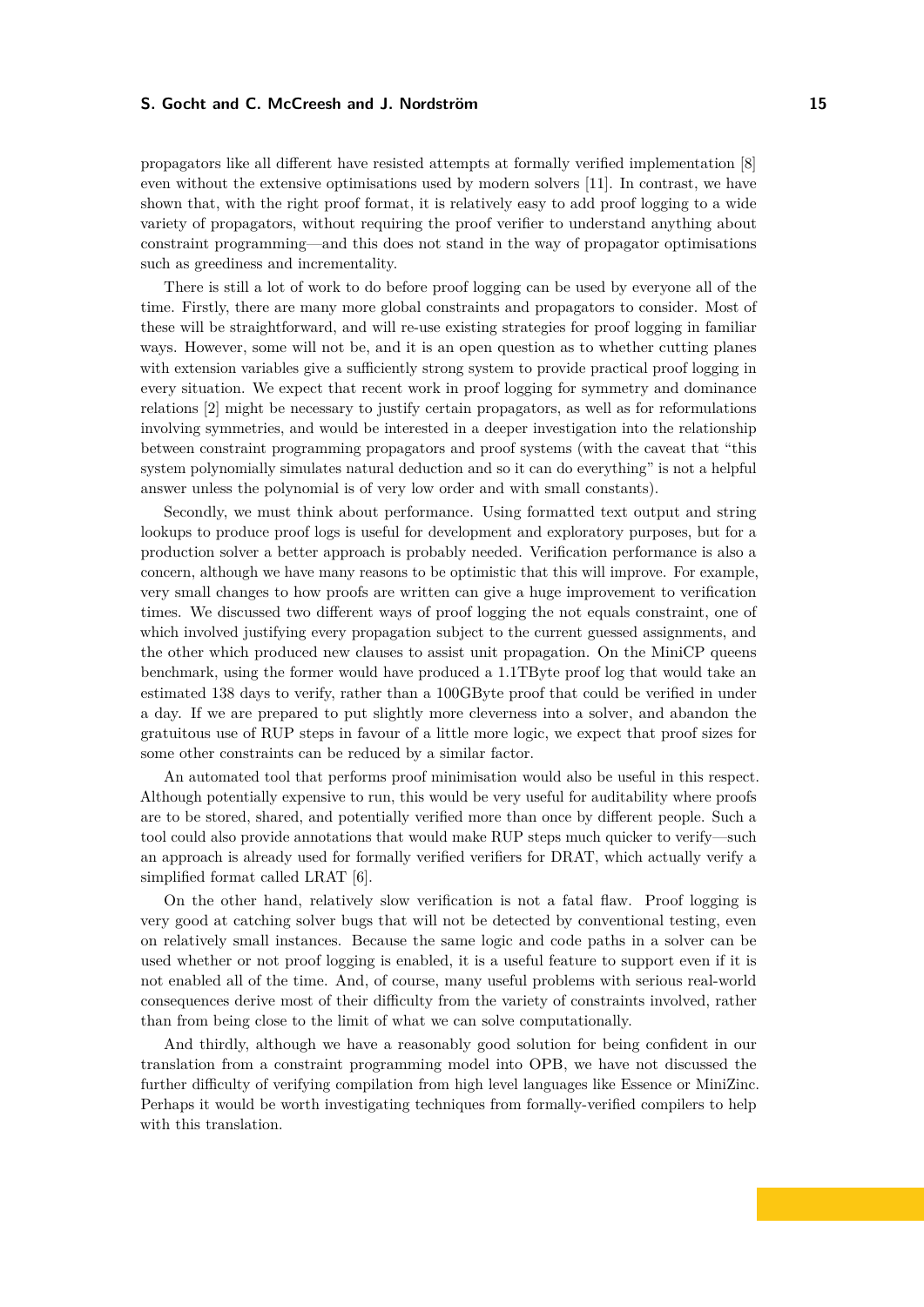propagators like all different have resisted attempts at formally verified implementation [8] even without the extensive optimisations used by modern solvers [11]. In contrast, we have shown that, with the right proof format, it is relatively easy to add proof logging to a wide variety of propagators, without requiring the proof verifier to understand anything about constraint programming—and this does not stand in the way of propagator optimisations such as greediness and incrementality.

There is still a lot of work to do before proof logging can be used by everyone all of the time. Firstly, there are many more global constraints and propagators to consider. Most of these will be straightforward, and will re-use existing strategies for proof logging in familiar ways. However, some will not be, and it is an open question as to whether cutting planes with extension variables give a sufficiently strong system to provide practical proof logging in every situation. We expect that recent work in proof logging for symmetry and dominance relations [2] might be necessary to justify certain propagators, as well as for reformulations involving symmetries, and would be interested in a deeper investigation into the relationship between constraint programming propagators and proof systems (with the caveat that "this system polynomially simulates natural deduction and so it can do everything" is not a helpful answer unless the polynomial is of very low order and with small constants).

Secondly, we must think about performance. Using formatted text output and string lookups to produce proof logs is useful for development and exploratory purposes, but for a production solver a better approach is probably needed. Verification performance is also a concern, although we have many reasons to be optimistic that this will improve. For example, very small changes to how proofs are written can give a huge improvement to verification times. We discussed two different ways of proof logging the not equals constraint, one of which involved justifying every propagation subject to the current guessed assignments, and the other which produced new clauses to assist unit propagation. On the MiniCP queens benchmark, using the former would have produced a 1.1TByte proof log that would take an estimated 138 days to verify, rather than a 100GByte proof that could be verified in under a day. If we are prepared to put slightly more cleverness into a solver, and abandon the gratuitous use of RUP steps in favour of a little more logic, we expect that proof sizes for some other constraints can be reduced by a similar factor.

An automated tool that performs proof minimisation would also be useful in this respect. Although potentially expensive to run, this would be very useful for auditability where proofs are to be stored, shared, and potentially verified more than once by different people. Such a tool could also provide annotations that would make RUP steps much quicker to verify—such an approach is already used for formally verified verifiers for DRAT, which actually verify a simplified format called LRAT [6].

On the other hand, relatively slow verification is not a fatal flaw. Proof logging is very good at catching solver bugs that will not be detected by conventional testing, even on relatively small instances. Because the same logic and code paths in a solver can be used whether or not proof logging is enabled, it is a useful feature to support even if it is not enabled all of the time. And, of course, many useful problems with serious real-world consequences derive most of their difficulty from the variety of constraints involved, rather than from being close to the limit of what we can solve computationally.

And thirdly, although we have a reasonably good solution for being confident in our translation from a constraint programming model into OPB, we have not discussed the further difficulty of verifying compilation from high level languages like Essence or MiniZinc. Perhaps it would be worth investigating techniques from formally-verified compilers to help with this translation.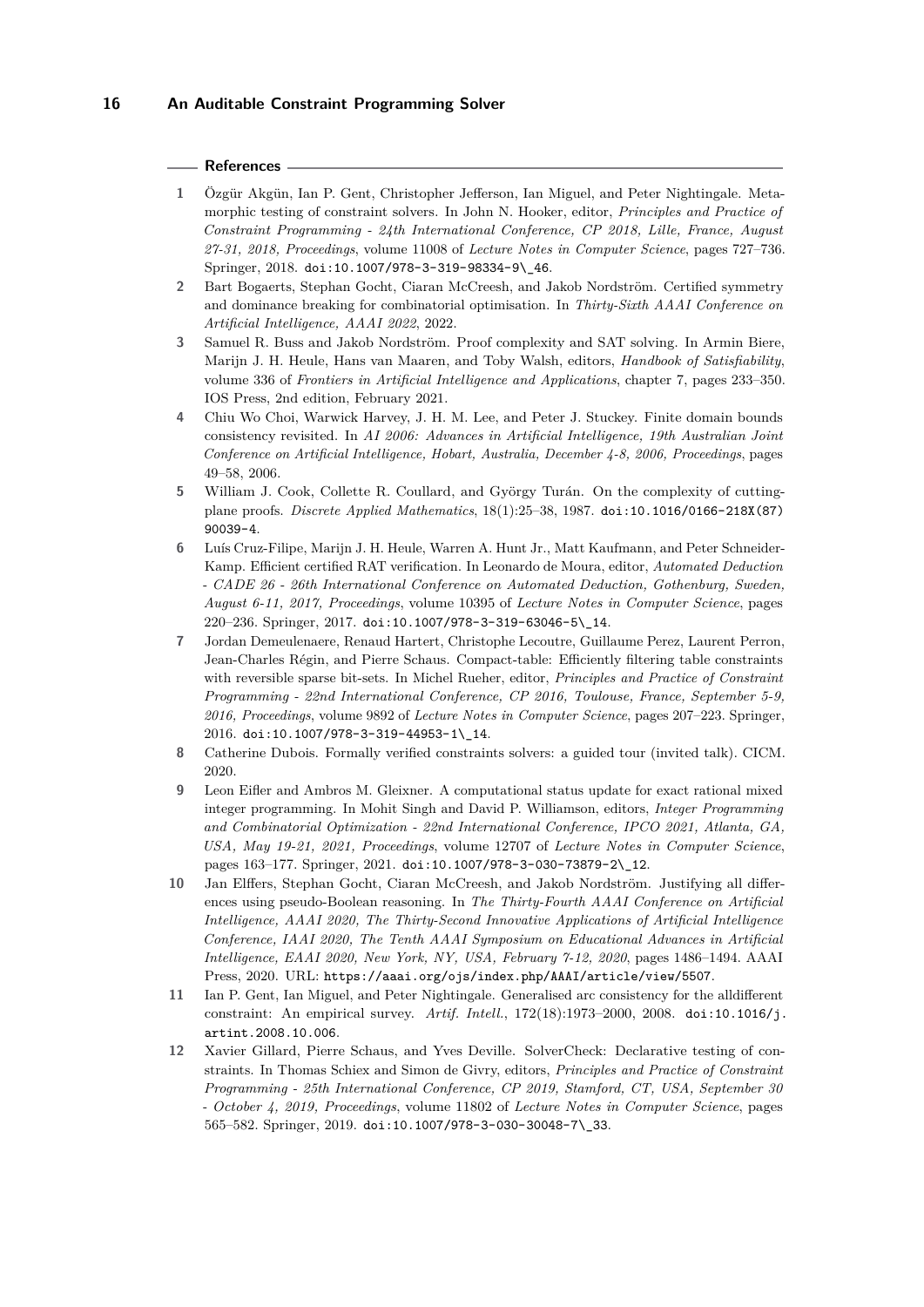## References

1. Özgür Akgün, Ian P. Gent, Christopher Jefferson, Ian Miguel, and Peter Nightingale. Metamorphic testing of constraint solvers. In John N. Hooker, editor, *Principles and Practice of Constraint Programming - 24th International Conference, CP 2018, Lille, France, August 27-31, 2018, Proceedings*, volume 11008 of *Lecture Notes in Computer Science*, pages 727–736. Springer, 2018. doi:10.1007/978-3-319-98334-9\_46.
2. Bart Bogaerts, Stephan Gocht, Ciaran McCreesh, and Jakob Nordström. Certified symmetry and dominance breaking for combinatorial optimisation. In *Thirty-Sixth AAAI Conference on Artificial Intelligence, AAAI 2022*, 2022.
3. Samuel R. Buss and Jakob Nordström. Proof complexity and SAT solving. In Armin Biere, Marijn J. H. Heule, Hans van Maaren, and Toby Walsh, editors, *Handbook of Satisfiability*, volume 336 of *Frontiers in Artificial Intelligence and Applications*, chapter 7, pages 233–350. IOS Press, 2nd edition, February 2021.
4. Chiu Wo Choi, Warwick Harvey, J. H. M. Lee, and Peter J. Stuckey. Finite domain bounds consistency revisited. In *AI 2006: Advances in Artificial Intelligence, 19th Australian Joint Conference on Artificial Intelligence, Hobart, Australia, December 4-8, 2006, Proceedings*, pages 49–58, 2006.
5. William J. Cook, Collette R. Coullard, and György Turán. On the complexity of cutting-plane proofs. *Discrete Applied Mathematics*, 18(1):25–38, 1987. doi:10.1016/0166-218X(87)90039-4.
6. Luís Cruz-Filipe, Marijn J. H. Heule, Warren A. Hunt Jr., Matt Kaufmann, and Peter Schneider-Kamp. Efficient certified RAT verification. In Leonardo de Moura, editor, *Automated Deduction - CADE 26 - 26th International Conference on Automated Deduction, Gothenburg, Sweden, August 6-11, 2017, Proceedings*, volume 10395 of *Lecture Notes in Computer Science*, pages 220–236. Springer, 2017. doi:10.1007/978-3-319-63046-5\_14.
7. Jordan Demeulenaere, Renaud Hartert, Christophe Lecoutre, Guillaume Perez, Laurent Perron, Jean-Charles Régin, and Pierre Schaus. Compact-table: Efficiently filtering table constraints with reversible sparse bit-sets. In Michel Rueher, editor, *Principles and Practice of Constraint Programming - 22nd International Conference, CP 2016, Toulouse, France, September 5-9, 2016, Proceedings*, volume 9892 of *Lecture Notes in Computer Science*, pages 207–223. Springer, 2016. doi:10.1007/978-3-319-44953-1\_14.
8. Catherine Dubois. Formally verified constraints solvers: a guided tour (invited talk). CICM. 2020.
9. Leon Eifler and Ambros M. Gleixner. A computational status update for exact rational mixed integer programming. In Mohit Singh and David P. Williamson, editors, *Integer Programming and Combinatorial Optimization - 22nd International Conference, IPCO 2021, Atlanta, GA, USA, May 19-21, 2021, Proceedings*, volume 12707 of *Lecture Notes in Computer Science*, pages 163–177. Springer, 2021. doi:10.1007/978-3-030-73879-2\_12.
10. Jan Elffers, Stephan Gocht, Ciaran McCreesh, and Jakob Nordström. Justifying all differences using pseudo-Boolean reasoning. In *The Thirty-Fourth AAAI Conference on Artificial Intelligence, AAAI 2020, The Thirty-Second Innovative Applications of Artificial Intelligence Conference, IAAI 2020, The Tenth AAAI Symposium on Educational Advances in Artificial Intelligence, EAAI 2020, New York, NY, USA, February 7-12, 2020*, pages 1486–1494. AAAI Press, 2020. URL: https://aaai.org/ojs/index.php/AAAI/article/view/5507.
11. Ian P. Gent, Ian Miguel, and Peter Nightingale. Generalised arc consistency for the alldifferent constraint: An empirical survey. *Artif. Intell.*, 172(18):1973–2000, 2008. doi:10.1016/j.artint.2008.10.006.
12. Xavier Gillard, Pierre Schaus, and Yves Deville. SolverCheck: Declarative testing of constraints. In Thomas Schiex and Simon de Givry, editors, *Principles and Practice of Constraint Programming - 25th International Conference, CP 2019, Stamford, CT, USA, September 30 - October 4, 2019, Proceedings*, volume 11802 of *Lecture Notes in Computer Science*, pages 565–582. Springer, 2019. doi:10.1007/978-3-030-30048-7\_33.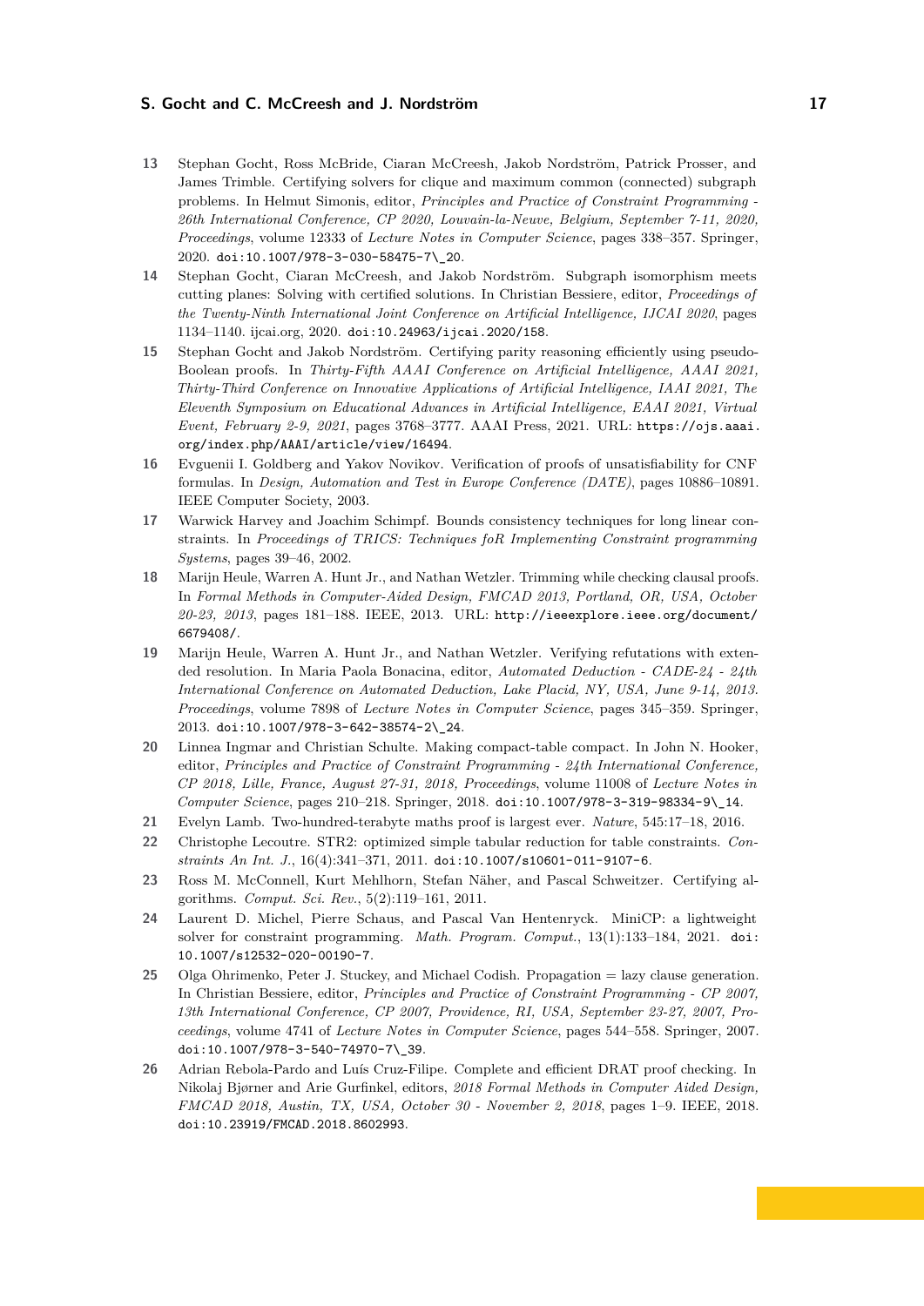**13** Stephan Gocht, Ross McBride, Ciaran McCreesh, Jakob Nordström, Patrick Prosser, and James Trimble. Certifying solvers for clique and maximum common (connected) subgraph problems. In Helmut Simonis, editor, *Principles and Practice of Constraint Programming - 26th International Conference, CP 2020, Louvain-la-Neuve, Belgium, September 7-11, 2020, Proceedings*, volume 12333 of *Lecture Notes in Computer Science*, pages 338–357. Springer, 2020. `doi:10.1007/978-3-030-58475-7\_20`.

**14** Stephan Gocht, Ciaran McCreesh, and Jakob Nordström. Subgraph isomorphism meets cutting planes: Solving with certified solutions. In Christian Bessiere, editor, *Proceedings of the Twenty-Ninth International Joint Conference on Artificial Intelligence, IJCAI 2020*, pages 1134–1140. ijcai.org, 2020. `doi:10.24963/ijcai.2020/158`.

**15** Stephan Gocht and Jakob Nordström. Certifying parity reasoning efficiently using pseudo-Boolean proofs. In *Thirty-Fifth AAAI Conference on Artificial Intelligence, AAAI 2021, Thirty-Third Conference on Innovative Applications of Artificial Intelligence, IAAI 2021, The Eleventh Symposium on Educational Advances in Artificial Intelligence, EAAI 2021, Virtual Event, February 2-9, 2021*, pages 3768–3777. AAAI Press, 2021. URL: `https://ojs.aaai.org/index.php/AAAI/article/view/16494`.

**16** Evguenii I. Goldberg and Yakov Novikov. Verification of proofs of unsatisfiability for CNF formulas. In *Design, Automation and Test in Europe Conference (DATE)*, pages 10886–10891. IEEE Computer Society, 2003.

**17** Warwick Harvey and Joachim Schimpf. Bounds consistency techniques for long linear constraints. In *Proceedings of TRICS: Techniques foR Implementing Constraint programming Systems*, pages 39–46, 2002.

**18** Marijn Heule, Warren A. Hunt Jr., and Nathan Wetzler. Trimming while checking clausal proofs. In *Formal Methods in Computer-Aided Design, FMCAD 2013, Portland, OR, USA, October 20-23, 2013*, pages 181–188. IEEE, 2013. URL: `http://ieeexplore.ieee.org/document/6679408/`.

**19** Marijn Heule, Warren A. Hunt Jr., and Nathan Wetzler. Verifying refutations with extended resolution. In Maria Paola Bonacina, editor, *Automated Deduction - CADE-24 - 24th International Conference on Automated Deduction, Lake Placid, NY, USA, June 9-14, 2013. Proceedings*, volume 7898 of *Lecture Notes in Computer Science*, pages 345–359. Springer, 2013. `doi:10.1007/978-3-642-38574-2\_24`.

**20** Linnea Ingmar and Christian Schulte. Making compact-table compact. In John N. Hooker, editor, *Principles and Practice of Constraint Programming - 24th International Conference, CP 2018, Lille, France, August 27-31, 2018, Proceedings*, volume 11008 of *Lecture Notes in Computer Science*, pages 210–218. Springer, 2018. `doi:10.1007/978-3-319-98334-9\_14`.

**21** Evelyn Lamb. Two-hundred-terabyte maths proof is largest ever. *Nature*, 545:17–18, 2016.

**22** Christophe Lecoutre. STR2: optimized simple tabular reduction for table constraints. *Constraints An Int. J.*, 16(4):341–371, 2011. `doi:10.1007/s10601-011-9107-6`.

**23** Ross M. McConnell, Kurt Mehlhorn, Stefan Näher, and Pascal Schweitzer. Certifying algorithms. *Comput. Sci. Rev.*, 5(2):119–161, 2011.

**24** Laurent D. Michel, Pierre Schaus, and Pascal Van Hentenryck. MiniCP: a lightweight solver for constraint programming. *Math. Program. Comput.*, 13(1):133–184, 2021. `doi:10.1007/s12532-020-00190-7`.

**25** Olga Ohrimenko, Peter J. Stuckey, and Michael Codish. Propagation = lazy clause generation. In Christian Bessiere, editor, *Principles and Practice of Constraint Programming - CP 2007, 13th International Conference, CP 2007, Providence, RI, USA, September 23-27, 2007, Proceedings*, volume 4741 of *Lecture Notes in Computer Science*, pages 544–558. Springer, 2007. `doi:10.1007/978-3-540-74970-7\_39`.

**26** Adrian Rebola-Pardo and Luís Cruz-Filipe. Complete and efficient DRAT proof checking. In Nikolaj Bjørner and Arie Gurfinkel, editors, *2018 Formal Methods in Computer Aided Design, FMCAD 2018, Austin, TX, USA, October 30 - November 2, 2018*, pages 1–9. IEEE, 2018. `doi:10.23919/FMCAD.2018.8602993`.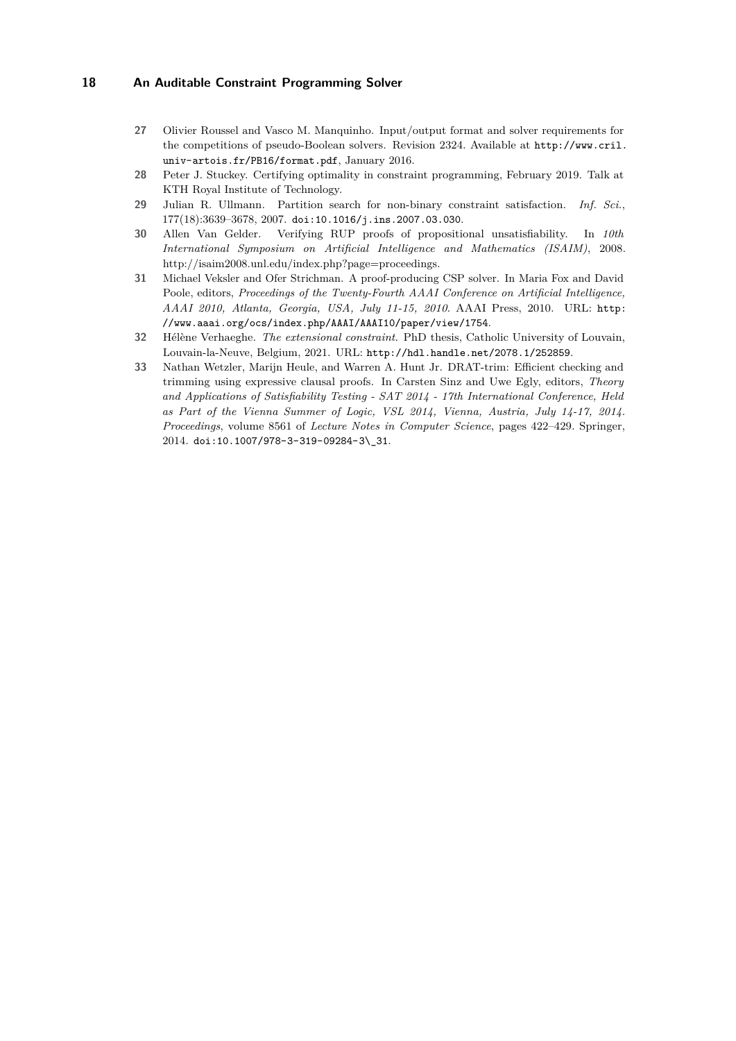27 Olivier Roussel and Vasco M. Manquinho. Input/output format and solver requirements for the competitions of pseudo-Boolean solvers. Revision 2324. Available at `http://www.cril.univ-artois.fr/PB16/format.pdf`, January 2016.

28 Peter J. Stuckey. Certifying optimality in constraint programming, February 2019. Talk at KTH Royal Institute of Technology.

29 Julian R. Ullmann. Partition search for non-binary constraint satisfaction. *Inf. Sci.*, 177(18):3639–3678, 2007. `doi:10.1016/j.ins.2007.03.030`.

30 Allen Van Gelder. Verifying RUP proofs of propositional unsatisfiability. In *10th International Symposium on Artificial Intelligence and Mathematics (ISAIM)*, 2008. http://isaim2008.unl.edu/index.php?page=proceedings.

31 Michael Veksler and Ofer Strichman. A proof-producing CSP solver. In Maria Fox and David Poole, editors, *Proceedings of the Twenty-Fourth AAAI Conference on Artificial Intelligence, AAAI 2010, Atlanta, Georgia, USA, July 11-15, 2010*. AAAI Press, 2010. URL: `http://www.aaai.org/ocs/index.php/AAAI/AAAI10/paper/view/1754`.

32 Hélène Verhaeghe. *The extensional constraint*. PhD thesis, Catholic University of Louvain, Louvain-la-Neuve, Belgium, 2021. URL: `http://hdl.handle.net/2078.1/252859`.

33 Nathan Wetzler, Marijn Heule, and Warren A. Hunt Jr. DRAT-trim: Efficient checking and trimming using expressive clausal proofs. In Carsten Sinz and Uwe Egly, editors, *Theory and Applications of Satisfiability Testing - SAT 2014 - 17th International Conference, Held as Part of the Vienna Summer of Logic, VSL 2014, Vienna, Austria, July 14-17, 2014. Proceedings*, volume 8561 of *Lecture Notes in Computer Science*, pages 422–429. Springer, 2014. `doi:10.1007/978-3-319-09284-3\_31`.